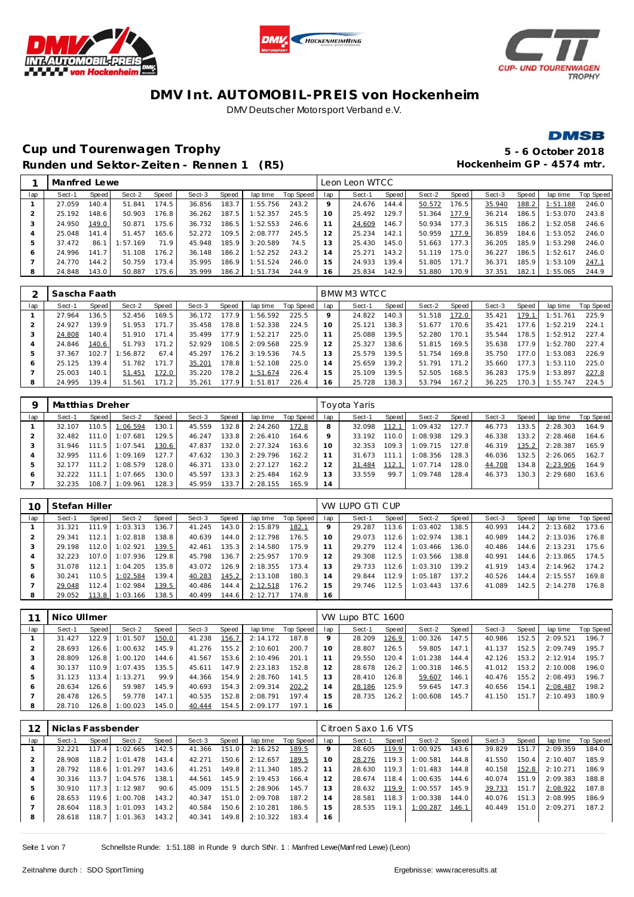# DMV Int. AUTOMOBIL-PREIS von Hockenheim

DMV Deutscher Motorsport Verband e.V.

## Cup und Tourenwagen Trophy

**Runden und Sektor-Zeiten - Rennen 1 (R5)**

**5 - 6 October 2018**
**Hockenheim GP - 4574 mtr.**

| 1 | Manfred Lewe | | | | | | | | Leon Leon WTCC | | | | | | | | |
|---|---|---|---|---|---|---|---|---|---|---|---|---|---|---|---|---|---|
| lap | Sect-1 | Speed | Sect-2 | Speed | Sect-3 | Speed | lap time | Top Speed | lap | Sect-1 | Speed | Sect-2 | Speed | Sect-3 | Speed | lap time | Top Speed |
| 1 | 27.059 | 140.4 | 51.841 | 174.5 | 36.856 | 183.7 | 1:55.756 | 243.2 | 9 | 24.676 | 144.4 | 50.572 | 176.5 | 35.940 | 188.2 | 1:51.188 | 246.0 |
| 2 | 25.192 | 148.6 | 50.903 | 176.8 | 36.262 | 187.5 | 1:52.357 | 245.5 | 10 | 25.492 | 129.7 | 51.364 | 177.9 | 36.214 | 186.5 | 1:53.070 | 243.8 |
| 3 | 24.950 | 149.0 | 50.871 | 175.6 | 36.732 | 186.5 | 1:52.553 | 246.6 | 11 | 24.609 | 146.7 | 50.934 | 177.3 | 36.515 | 186.2 | 1:52.058 | 246.6 |
| 4 | 25.048 | 141.4 | 51.457 | 165.6 | 52.272 | 109.5 | 2:08.777 | 245.5 | 12 | 25.234 | 142.1 | 50.959 | 177.9 | 36.859 | 184.6 | 1:53.052 | 246.0 |
| 5 | 37.472 | 86.1 | 1:57.169 | 71.9 | 45.948 | 185.9 | 3:20.589 | 74.5 | 13 | 25.430 | 145.0 | 51.663 | 177.3 | 36.205 | 185.9 | 1:53.298 | 246.0 |
| 6 | 24.996 | 141.7 | 51.108 | 176.2 | 36.148 | 186.2 | 1:52.252 | 243.2 | 14 | 25.271 | 143.2 | 51.119 | 175.0 | 36.227 | 186.5 | 1:52.617 | 246.0 |
| 7 | 24.770 | 144.2 | 50.759 | 173.4 | 35.995 | 186.9 | 1:51.524 | 246.0 | 15 | 24.933 | 139.4 | 51.805 | 171.7 | 36.371 | 185.9 | 1:53.109 | 247.1 |
| 8 | 24.848 | 143.0 | 50.887 | 175.6 | 35.999 | 186.2 | 1:51.734 | 244.9 | 16 | 25.834 | 142.9 | 51.880 | 170.9 | 37.351 | 182.1 | 1:55.065 | 244.9 |

| 2 | Sascha Faath | | | | | | | | BMW M3 WTCC | | | | | | | | |
|---|---|---|---|---|---|---|---|---|---|---|---|---|---|---|---|---|---|
| lap | Sect-1 | Speed | Sect-2 | Speed | Sect-3 | Speed | lap time | Top Speed | lap | Sect-1 | Speed | Sect-2 | Speed | Sect-3 | Speed | lap time | Top Speed |
| 1 | 27.964 | 136.5 | 52.456 | 169.5 | 36.172 | 177.9 | 1:56.592 | 225.5 | 9 | 24.822 | 140.3 | 51.518 | 172.0 | 35.421 | 179.1 | 1:51.761 | 225.9 |
| 2 | 24.927 | 139.9 | 51.953 | 171.7 | 35.458 | 178.8 | 1:52.338 | 224.5 | 10 | 25.121 | 138.3 | 51.677 | 170.6 | 35.421 | 177.6 | 1:52.219 | 224.1 |
| 3 | 24.808 | 140.4 | 51.910 | 171.4 | 35.499 | 177.9 | 1:52.217 | 225.0 | 11 | 25.088 | 139.5 | 52.280 | 170.1 | 35.544 | 178.5 | 1:52.912 | 227.4 |
| 4 | 24.846 | 140.6 | 51.793 | 171.2 | 52.929 | 108.5 | 2:09.568 | 225.9 | 12 | 25.327 | 138.6 | 51.815 | 169.5 | 35.638 | 177.9 | 1:52.780 | 227.4 |
| 5 | 37.367 | 102.7 | 1:56.872 | 67.4 | 45.297 | 176.2 | 3:19.536 | 74.5 | 13 | 25.579 | 139.5 | 51.754 | 169.8 | 35.750 | 177.0 | 1:53.083 | 226.9 |
| 6 | 25.125 | 139.4 | 51.782 | 171.7 | 35.201 | 178.8 | 1:52.108 | 225.0 | 14 | 25.659 | 139.2 | 51.791 | 171.2 | 35.660 | 177.3 | 1:53.110 | 225.0 |
| 7 | 25.003 | 140.1 | 51.451 | 172.0 | 35.220 | 178.2 | 1:51.674 | 226.4 | 15 | 25.109 | 139.5 | 52.500 | 168.5 | 36.283 | 175.9 | 1:53.897 | 227.8 |
| 8 | 24.995 | 139.4 | 51.561 | 171.2 | 35.261 | 177.9 | 1:51.817 | 226.4 | 16 | 25.728 | 138.3 | 53.794 | 167.2 | 36.225 | 170.3 | 1:55.747 | 224.5 |

| 9 | Matthias Dreher | | | | | | | | Toyota Yaris | | | | | | | | |
|---|---|---|---|---|---|---|---|---|---|---|---|---|---|---|---|---|---|
| lap | Sect-1 | Speed | Sect-2 | Speed | Sect-3 | Speed | lap time | Top Speed | lap | Sect-1 | Speed | Sect-2 | Speed | Sect-3 | Speed | lap time | Top Speed |
| 1 | 32.107 | 110.5 | 1:06.594 | 130.1 | 45.559 | 132.8 | 2:24.260 | 172.8 | 8 | 32.098 | 112.1 | 1:09.432 | 127.7 | 46.773 | 133.5 | 2:28.303 | 164.9 |
| 2 | 32.482 | 111.0 | 1:07.681 | 129.5 | 46.247 | 133.8 | 2:26.410 | 164.6 | 9 | 33.192 | 110.0 | 1:08.938 | 129.3 | 46.338 | 133.2 | 2:28.468 | 164.6 |
| 3 | 31.946 | 111.5 | 1:07.541 | 130.6 | 47.837 | 132.0 | 2:27.324 | 163.6 | 10 | 32.353 | 109.3 | 1:09.715 | 127.8 | 46.319 | 135.2 | 2:28.387 | 165.9 |
| 4 | 32.995 | 111.6 | 1:09.169 | 127.7 | 47.632 | 130.3 | 2:29.796 | 162.2 | 11 | 31.673 | 111.1 | 1:08.356 | 128.3 | 46.036 | 132.5 | 2:26.065 | 162.7 |
| 5 | 32.177 | 111.2 | 1:08.579 | 128.0 | 46.371 | 133.0 | 2:27.127 | 162.2 | 12 | 31.484 | 112.1 | 1:07.714 | 128.0 | 44.708 | 134.8 | 2:23.906 | 164.9 |
| 6 | 32.222 | 111.1 | 1:07.665 | 130.0 | 45.597 | 133.3 | 2:25.484 | 162.9 | 13 | 33.559 | 99.7 | 1:09.748 | 128.4 | 46.373 | 130.3 | 2:29.680 | 163.6 |
| 7 | 32.235 | 108.7 | 1:09.961 | 128.3 | 45.959 | 133.7 | 2:28.155 | 165.9 | 14 | | | | | | | | |

| 10 | Stefan Hiller | | | | | | | | VW LUPO GTI CUP | | | | | | | | |
|---|---|---|---|---|---|---|---|---|---|---|---|---|---|---|---|---|---|
| lap | Sect-1 | Speed | Sect-2 | Speed | Sect-3 | Speed | lap time | Top Speed | lap | Sect-1 | Speed | Sect-2 | Speed | Sect-3 | Speed | lap time | Top Speed |
| 1 | 31.321 | 111.9 | 1:03.313 | 136.7 | 41.245 | 143.0 | 2:15.879 | 182.1 | 9 | 29.287 | 113.6 | 1:03.402 | 138.5 | 40.993 | 144.2 | 2:13.682 | 173.6 |
| 2 | 29.341 | 112.1 | 1:02.818 | 138.8 | 40.639 | 144.0 | 2:12.798 | 176.5 | 10 | 29.073 | 112.6 | 1:02.974 | 138.1 | 40.989 | 144.2 | 2:13.036 | 176.8 |
| 3 | 29.198 | 112.0 | 1:02.921 | 139.5 | 42.461 | 135.3 | 2:14.580 | 175.9 | 11 | 29.279 | 112.4 | 1:03.466 | 136.0 | 40.486 | 144.6 | 2:13.231 | 175.6 |
| 4 | 32.223 | 107.0 | 1:07.936 | 129.8 | 45.798 | 136.7 | 2:25.957 | 170.9 | 12 | 29.308 | 112.5 | 1:03.566 | 138.8 | 40.991 | 144.6 | 2:13.865 | 174.5 |
| 5 | 31.078 | 112.1 | 1:04.205 | 135.8 | 43.072 | 126.9 | 2:18.355 | 173.4 | 13 | 29.733 | 112.6 | 1:03.310 | 139.2 | 41.919 | 143.4 | 2:14.962 | 174.2 |
| 6 | 30.241 | 110.5 | 1:02.584 | 139.4 | 40.283 | 145.2 | 2:13.108 | 180.3 | 14 | 29.844 | 112.9 | 1:05.187 | 137.2 | 40.526 | 144.4 | 2:15.557 | 169.8 |
| 7 | 29.048 | 112.4 | 1:02.984 | 139.5 | 40.486 | 144.4 | 2:12.518 | 176.2 | 15 | 29.746 | 112.5 | 1:03.443 | 137.6 | 41.089 | 142.5 | 2:14.278 | 176.8 |
| 8 | 29.052 | 113.8 | 1:03.166 | 138.5 | 40.499 | 144.6 | 2:12.717 | 174.8 | 16 | | | | | | | | |

| 11 | Nico Ullmer | | | | | | | | VW Lupo BTC 1600 | | | | | | | | |
|---|---|---|---|---|---|---|---|---|---|---|---|---|---|---|---|---|---|
| lap | Sect-1 | Speed | Sect-2 | Speed | Sect-3 | Speed | lap time | Top Speed | lap | Sect-1 | Speed | Sect-2 | Speed | Sect-3 | Speed | lap time | Top Speed |
| 1 | 31.427 | 122.9 | 1:01.507 | 150.0 | 41.238 | 156.7 | 2:14.172 | 187.8 | 9 | 28.209 | 126.9 | 1:00.326 | 147.5 | 40.986 | 152.5 | 2:09.521 | 196.7 |
| 2 | 28.693 | 126.6 | 1:00.632 | 145.9 | 41.276 | 155.2 | 2:10.601 | 200.7 | 10 | 28.807 | 126.5 | 59.805 | 147.1 | 41.137 | 152.5 | 2:09.749 | 195.7 |
| 3 | 28.809 | 126.8 | 1:00.120 | 144.6 | 41.567 | 155.3 | 2:10.496 | 201.1 | 11 | 29.550 | 120.4 | 1:01.238 | 144.4 | 42.126 | 153.2 | 2:12.914 | 195.7 |
| 4 | 30.137 | 110.9 | 1:07.435 | 135.5 | 45.611 | 147.9 | 2:23.183 | 152.8 | 12 | 28.678 | 126.2 | 1:00.318 | 146.5 | 41.012 | 153.2 | 2:10.008 | 196.0 |
| 5 | 31.123 | 113.4 | 1:13.271 | 99.9 | 44.366 | 154.9 | 2:28.760 | 141.5 | 13 | 28.410 | 126.8 | 59.607 | 146.1 | 40.476 | 155.2 | 2:08.493 | 196.7 |
| 6 | 28.634 | 126.6 | 59.987 | 145.9 | 40.693 | 154.3 | 2:09.314 | 202.2 | 14 | 28.186 | 125.9 | 59.645 | 147.3 | 40.656 | 154.1 | 2:08.487 | 198.2 |
| 7 | 28.478 | 126.5 | 59.778 | 147.1 | 40.535 | 152.8 | 2:08.791 | 197.4 | 15 | 28.735 | 126.2 | 1:00.608 | 145.7 | 41.150 | 151.7 | 2:10.493 | 180.9 |
| 8 | 28.710 | 126.8 | 1:00.023 | 145.0 | 40.444 | 154.5 | 2:09.177 | 197.1 | 16 | | | | | | | | |

| 12 | Niclas Fassbender | | | | | | | | Citroen Saxo 1.6 VTS | | | | | | | | |
|---|---|---|---|---|---|---|---|---|---|---|---|---|---|---|---|---|---|
| lap | Sect-1 | Speed | Sect-2 | Speed | Sect-3 | Speed | lap time | Top Speed | lap | Sect-1 | Speed | Sect-2 | Speed | Sect-3 | Speed | lap time | Top Speed |
| 1 | 32.221 | 117.4 | 1:02.665 | 142.5 | 41.366 | 151.0 | 2:16.252 | 189.5 | 9 | 28.605 | 119.9 | 1:00.925 | 143.6 | 39.829 | 151.7 | 2:09.359 | 184.0 |
| 2 | 28.908 | 118.2 | 1:01.478 | 143.4 | 42.271 | 150.6 | 2:12.657 | 189.5 | 10 | 28.276 | 119.3 | 1:00.581 | 144.8 | 41.550 | 150.4 | 2:10.407 | 185.9 |
| 3 | 28.792 | 118.6 | 1:01.297 | 143.6 | 41.251 | 149.8 | 2:11.340 | 185.2 | 11 | 28.630 | 119.3 | 1:01.483 | 144.8 | 40.158 | 152.8 | 2:10.271 | 186.9 |
| 4 | 30.316 | 113.7 | 1:04.576 | 138.1 | 44.561 | 145.9 | 2:19.453 | 166.4 | 12 | 28.674 | 118.4 | 1:00.635 | 144.6 | 40.074 | 151.9 | 2:09.383 | 188.8 |
| 5 | 30.910 | 117.3 | 1:12.987 | 90.6 | 45.009 | 151.5 | 2:28.906 | 145.7 | 13 | 28.632 | 119.9 | 1:00.557 | 145.9 | 39.733 | 151.7 | 2:08.922 | 187.8 |
| 6 | 28.653 | 119.6 | 1:00.708 | 143.2 | 40.347 | 151.0 | 2:09.708 | 187.2 | 14 | 28.581 | 118.3 | 1:00.338 | 144.0 | 40.076 | 151.3 | 2:08.995 | 186.9 |
| 7 | 28.604 | 118.3 | 1:01.093 | 143.2 | 40.584 | 150.6 | 2:10.281 | 186.5 | 15 | 28.535 | 119.1 | 1:00.287 | 146.1 | 40.449 | 151.0 | 2:09.271 | 187.2 |
| 8 | 28.618 | 118.7 | 1:01.363 | 143.2 | 40.341 | 149.8 | 2:10.322 | 183.4 | 16 | | | | | | | | |

Schnellste Runde: 1:51.188 in Runde 9 durch StNr. 1 : Manfred Lewe(Manfred Lewe) (Leon)

Zeitnahme durch : SDO SportTiming

Ergebnisse: www.raceresults.at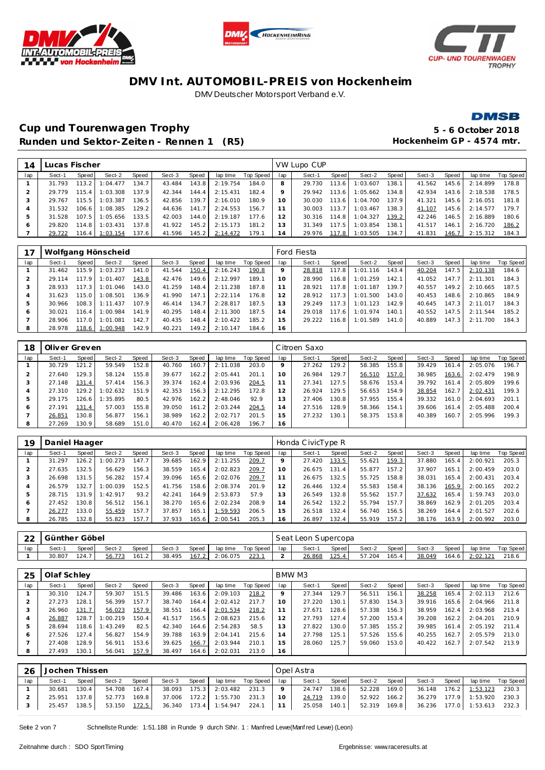# DMV Int. AUTOMOBIL-PREIS von Hockenheim

DMV Deutscher Motorsport Verband e.V.

## Cup und Tourenwagen Trophy

**Runden und Sektor-Zeiten - Rennen 1 (R5)**

**5 - 6 October 2018**
**Hockenheim GP - 4574 mtr.**

| 14 | Lucas Fischer | | | | | | | | VW Lupo CUP | | | | | | | | |
|---|---|---|---|---|---|---|---|---|---|---|---|---|---|---|---|---|---|
| lap | Sect-1 | Speed | Sect-2 | Speed | Sect-3 | Speed | lap time | Top Speed | lap | Sect-1 | Speed | Sect-2 | Speed | Sect-3 | Speed | lap time | Top Speed |
| 1 | 31.793 | 113.2 | 1:04.477 | 134.7 | 43.484 | 143.8 | 2:19.754 | 184.0 | 8 | 29.730 | 113.6 | 1:03.607 | 138.1 | 41.562 | 145.6 | 2:14.899 | 178.8 |
| 2 | 29.779 | 115.4 | 1:03.308 | 137.9 | 42.344 | 144.4 | 2:15.431 | 182.4 | 9 | 29.942 | 113.6 | 1:05.662 | 134.8 | 42.934 | 143.6 | 2:18.538 | 178.5 |
| 3 | 29.767 | 115.5 | 1:03.387 | 136.5 | 42.856 | 139.7 | 2:16.010 | 180.9 | 10 | 30.030 | 113.6 | 1:04.700 | 137.9 | 41.321 | 145.6 | 2:16.051 | 181.8 |
| 4 | 31.532 | 106.6 | 1:08.385 | 129.2 | 44.636 | 141.7 | 2:24.553 | 156.7 | 11 | 30.003 | 113.7 | 1:03.467 | 138.3 | 41.107 | 145.6 | 2:14.577 | 179.7 |
| 5 | 31.528 | 107.5 | 1:05.656 | 133.5 | 42.003 | 144.0 | 2:19.187 | 177.6 | 12 | 30.316 | 114.8 | 1:04.327 | 139.2 | 42.246 | 146.5 | 2:16.889 | 180.6 |
| 6 | 29.820 | 114.8 | 1:03.431 | 137.8 | 41.922 | 145.2 | 2:15.173 | 181.2 | 13 | 31.349 | 117.5 | 1:03.854 | 138.1 | 41.517 | 146.1 | 2:16.720 | 186.2 |
| 7 | 29.722 | 116.4 | 1:03.154 | 137.6 | 41.596 | 145.2 | 2:14.472 | 179.1 | 14 | 29.976 | 117.8 | 1:03.505 | 134.7 | 41.831 | 146.7 | 2:15.312 | 184.3 |

| 17 | Wolfgang Hönscheid | | | | | | | | Ford Fiesta | | | | | | | | |
|---|---|---|---|---|---|---|---|---|---|---|---|---|---|---|---|---|---|
| lap | Sect-1 | Speed | Sect-2 | Speed | Sect-3 | Speed | lap time | Top Speed | lap | Sect-1 | Speed | Sect-2 | Speed | Sect-3 | Speed | lap time | Top Speed |
| 1 | 31.462 | 115.9 | 1:03.237 | 141.0 | 41.544 | 150.4 | 2:16.243 | 190.8 | 9 | 28.818 | 117.8 | 1:01.116 | 143.4 | 40.204 | 147.5 | 2:10.138 | 184.6 |
| 2 | 29.114 | 117.9 | 1:01.407 | 143.8 | 42.476 | 149.6 | 2:12.997 | 189.1 | 10 | 28.990 | 116.8 | 1:01.259 | 142.1 | 41.052 | 147.7 | 2:11.301 | 184.3 |
| 3 | 28.933 | 117.3 | 1:01.046 | 143.0 | 41.259 | 148.4 | 2:11.238 | 187.8 | 11 | 28.921 | 117.8 | 1:01.187 | 139.7 | 40.557 | 149.2 | 2:10.665 | 187.5 |
| 4 | 31.623 | 115.0 | 1:08.501 | 136.9 | 41.990 | 147.1 | 2:22.114 | 176.8 | 12 | 28.912 | 117.3 | 1:01.500 | 143.0 | 40.453 | 148.6 | 2:10.865 | 184.9 |
| 5 | 30.966 | 108.3 | 1:11.437 | 107.9 | 46.414 | 134.7 | 2:28.817 | 187.5 | 13 | 29.249 | 117.3 | 1:01.123 | 142.9 | 40.645 | 147.3 | 2:11.017 | 184.3 |
| 6 | 30.021 | 116.4 | 1:00.984 | 141.9 | 40.295 | 148.4 | 2:11.300 | 187.5 | 14 | 29.018 | 117.6 | 1:01.974 | 140.1 | 40.552 | 147.5 | 2:11.544 | 185.2 |
| 7 | 28.906 | 117.0 | 1:01.081 | 142.7 | 40.435 | 148.4 | 2:10.422 | 185.2 | 15 | 29.222 | 116.8 | 1:01.589 | 141.0 | 40.889 | 147.3 | 2:11.700 | 184.3 |
| 8 | 28.978 | 118.6 | 1:00.948 | 142.9 | 40.221 | 149.2 | 2:10.147 | 184.6 | 16 | | | | | | | | |

| 18 | Oliver Greven | | | | | | | | Citroen Saxo | | | | | | | | |
|---|---|---|---|---|---|---|---|---|---|---|---|---|---|---|---|---|---|
| lap | Sect-1 | Speed | Sect-2 | Speed | Sect-3 | Speed | lap time | Top Speed | lap | Sect-1 | Speed | Sect-2 | Speed | Sect-3 | Speed | lap time | Top Speed |
| 1 | 30.729 | 121.2 | 59.549 | 152.8 | 40.760 | 160.7 | 2:11.038 | 203.0 | 9 | 27.262 | 129.2 | 58.385 | 155.8 | 39.429 | 161.4 | 2:05.076 | 196.7 |
| 2 | 27.640 | 129.3 | 58.124 | 155.8 | 39.677 | 162.2 | 2:05.441 | 201.1 | 10 | 26.984 | 129.7 | 56.510 | 157.0 | 38.985 | 163.6 | 2:02.479 | 198.9 |
| 3 | 27.148 | 131.4 | 57.414 | 156.3 | 39.374 | 162.4 | 2:03.936 | 204.5 | 11 | 27.341 | 127.5 | 58.676 | 153.4 | 39.792 | 161.4 | 2:05.809 | 199.6 |
| 4 | 27.310 | 129.2 | 1:02.632 | 151.9 | 42.353 | 156.3 | 2:12.295 | 172.8 | 12 | 26.924 | 129.5 | 56.653 | 154.9 | 38.854 | 162.7 | 2:02.431 | 199.3 |
| 5 | 29.175 | 126.6 | 1:35.895 | 80.5 | 42.976 | 162.2 | 2:48.046 | 92.9 | 13 | 27.406 | 130.8 | 57.955 | 155.4 | 39.332 | 161.0 | 2:04.693 | 201.1 |
| 6 | 27.191 | 131.4 | 57.003 | 155.8 | 39.050 | 161.2 | 2:03.244 | 204.5 | 14 | 27.516 | 128.9 | 58.366 | 154.1 | 39.606 | 161.4 | 2:05.488 | 200.4 |
| 7 | 26.851 | 130.8 | 56.877 | 156.1 | 38.989 | 162.2 | 2:02.717 | 201.5 | 15 | 27.232 | 130.1 | 58.375 | 153.8 | 40.389 | 160.7 | 2:05.996 | 199.3 |
| 8 | 27.269 | 130.9 | 58.689 | 151.0 | 40.470 | 162.4 | 2:06.428 | 196.7 | 16 | | | | | | | | |

| 19 | Daniel Haager | | | | | | | | Honda CivicType R | | | | | | | | |
|---|---|---|---|---|---|---|---|---|---|---|---|---|---|---|---|---|---|
| lap | Sect-1 | Speed | Sect-2 | Speed | Sect-3 | Speed | lap time | Top Speed | lap | Sect-1 | Speed | Sect-2 | Speed | Sect-3 | Speed | lap time | Top Speed |
| 1 | 31.297 | 126.2 | 1:00.273 | 147.7 | 39.685 | 162.9 | 2:11.255 | 209.7 | 9 | 27.420 | 133.5 | 55.621 | 159.3 | 37.880 | 165.4 | 2:00.921 | 205.3 |
| 2 | 27.635 | 132.5 | 56.629 | 156.3 | 38.559 | 165.4 | 2:02.823 | 209.7 | 10 | 26.675 | 131.4 | 55.877 | 157.2 | 37.907 | 165.1 | 2:00.459 | 203.0 |
| 3 | 26.698 | 131.5 | 56.282 | 157.4 | 39.096 | 165.6 | 2:02.076 | 209.7 | 11 | 26.675 | 132.5 | 55.725 | 158.8 | 38.031 | 165.4 | 2:00.431 | 203.4 |
| 4 | 26.579 | 132.7 | 1:00.039 | 152.5 | 41.756 | 158.6 | 2:08.374 | 201.9 | 12 | 26.446 | 132.4 | 55.583 | 158.4 | 38.136 | 165.9 | 2:00.165 | 202.2 |
| 5 | 28.715 | 131.9 | 1:42.917 | 93.2 | 42.241 | 164.9 | 2:53.873 | 57.9 | 13 | 26.549 | 132.8 | 55.562 | 157.7 | 37.632 | 165.4 | 1:59.743 | 203.0 |
| 6 | 27.452 | 130.8 | 56.512 | 156.1 | 38.270 | 165.6 | 2:02.234 | 208.9 | 14 | 26.542 | 132.2 | 55.794 | 157.7 | 38.869 | 162.9 | 2:01.205 | 203.4 |
| 7 | 26.277 | 133.0 | 55.459 | 157.7 | 37.857 | 165.1 | 1:59.593 | 206.5 | 15 | 26.518 | 132.4 | 56.740 | 156.5 | 38.269 | 164.4 | 2:01.527 | 202.6 |
| 8 | 26.785 | 132.8 | 55.823 | 157.7 | 37.933 | 165.6 | 2:00.541 | 205.3 | 16 | 26.897 | 132.4 | 55.919 | 157.2 | 38.176 | 163.9 | 2:00.992 | 203.0 |

| 22 | Günther Göbel | | | | | | | | Seat Leon Supercopa | | | | | | | | |
|---|---|---|---|---|---|---|---|---|---|---|---|---|---|---|---|---|---|
| lap | Sect-1 | Speed | Sect-2 | Speed | Sect-3 | Speed | lap time | Top Speed | lap | Sect-1 | Speed | Sect-2 | Speed | Sect-3 | Speed | lap time | Top Speed |
| 1 | 30.807 | 124.7 | 56.773 | 161.2 | 38.495 | 167.2 | 2:06.075 | 223.1 | 2 | 26.868 | 125.4 | 57.204 | 165.4 | 38.049 | 164.6 | 2:02.121 | 218.6 |

| 25 | Olaf Schley | | | | | | | | BMW M3 | | | | | | | | |
|---|---|---|---|---|---|---|---|---|---|---|---|---|---|---|---|---|---|
| lap | Sect-1 | Speed | Sect-2 | Speed | Sect-3 | Speed | lap time | Top Speed | lap | Sect-1 | Speed | Sect-2 | Speed | Sect-3 | Speed | lap time | Top Speed |
| 1 | 30.310 | 124.7 | 59.307 | 151.5 | 39.486 | 163.6 | 2:09.103 | 218.2 | 9 | 27.344 | 129.7 | 56.511 | 156.1 | 38.258 | 165.6 | 2:02.113 | 212.6 |
| 2 | 27.273 | 128.1 | 56.399 | 157.7 | 38.740 | 164.4 | 2:02.412 | 217.7 | 10 | 27.220 | 130.1 | 57.830 | 154.3 | 39.916 | 165.6 | 2:04.966 | 211.8 |
| 3 | 26.960 | 131.7 | 56.023 | 157.9 | 38.551 | 166.4 | 2:01.534 | 218.2 | 11 | 27.671 | 128.6 | 57.338 | 156.3 | 38.959 | 162.4 | 2:03.968 | 213.4 |
| 4 | 26.887 | 128.7 | 1:00.219 | 150.4 | 41.517 | 156.5 | 2:08.623 | 215.6 | 12 | 27.793 | 127.4 | 57.200 | 153.4 | 39.208 | 162.2 | 2:04.201 | 210.9 |
| 5 | 28.694 | 118.6 | 1:43.249 | 82.5 | 42.340 | 164.6 | 2:54.283 | 58.5 | 13 | 27.822 | 130.0 | 57.385 | 155.2 | 39.985 | 161.4 | 2:05.192 | 211.4 |
| 6 | 27.526 | 127.4 | 56.827 | 154.9 | 39.788 | 163.9 | 2:04.141 | 215.6 | 14 | 27.798 | 125.1 | 57.526 | 155.6 | 40.255 | 162.7 | 2:05.579 | 213.0 |
| 7 | 27.408 | 128.9 | 56.911 | 153.6 | 39.625 | 166.7 | 2:03.944 | 210.1 | 15 | 28.060 | 125.7 | 59.060 | 153.0 | 40.422 | 162.7 | 2:07.542 | 213.9 |
| 8 | 27.493 | 130.1 | 56.041 | 157.9 | 38.497 | 164.6 | 2:02.031 | 213.0 | 16 | | | | | | | | |

| 26 | Jochen Thissen | | | | | | | | Opel Astra | | | | | | | | |
|---|---|---|---|---|---|---|---|---|---|---|---|---|---|---|---|---|---|
| lap | Sect-1 | Speed | Sect-2 | Speed | Sect-3 | Speed | lap time | Top Speed | lap | Sect-1 | Speed | Sect-2 | Speed | Sect-3 | Speed | lap time | Top Speed |
| 1 | 30.681 | 130.4 | 54.708 | 167.4 | 38.093 | 175.3 | 2:03.482 | 231.3 | 9 | 24.747 | 138.6 | 52.228 | 169.0 | 36.148 | 176.2 | 1:53.123 | 230.3 |
| 2 | 25.951 | 137.8 | 52.773 | 169.8 | 37.006 | 172.2 | 1:55.730 | 231.3 | 10 | 24.719 | 139.0 | 52.922 | 166.2 | 36.279 | 177.9 | 1:53.920 | 230.3 |
| 3 | 25.457 | 138.5 | 53.150 | 172.5 | 36.340 | 173.4 | 1:54.947 | 224.1 | 11 | 25.058 | 140.1 | 52.319 | 169.8 | 36.236 | 177.0 | 1:53.613 | 232.3 |

Schnellste Runde: 1:51.188 in Runde 9 durch StNr. 1 : Manfred Lewe(Manfred Lewe) (Leon)

Zeitnahme durch : SDO SportTiming

Ergebnisse: www.raceresults.at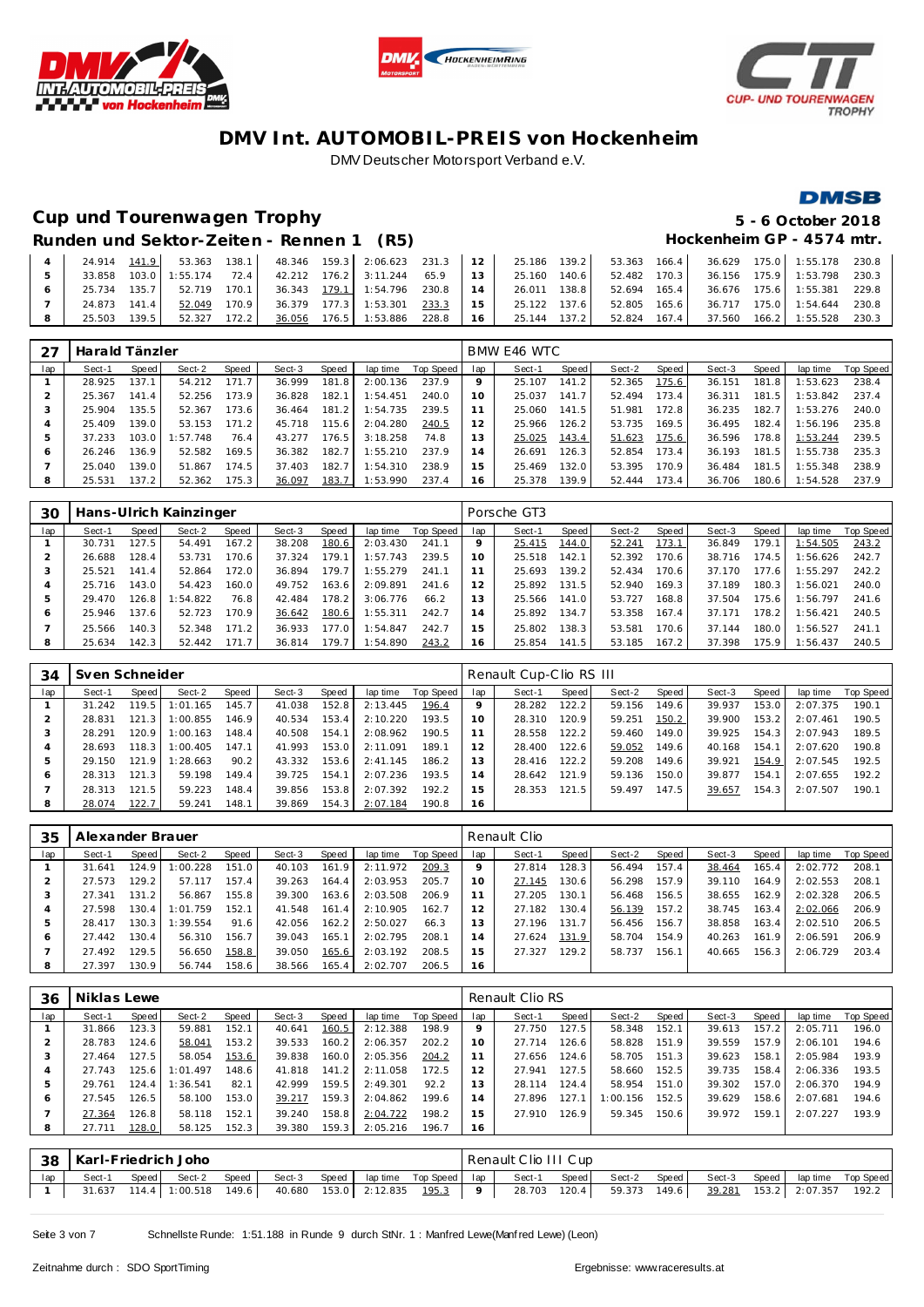# DMV Int. AUTOMOBIL-PREIS von Hockenheim

DMV Deutscher Motorsport Verband e.V.

## Cup und Tourenwagen Trophy

**5 - 6 October 2018**

### Runden und Sektor-Zeiten - Rennen 1 (R5)

**Hockenheim GP - 4574 mtr.**

| lap | Sect-1 | Speed | Sect-2 | Speed | Sect-3 | Speed | lap time | Top Speed | lap | Sect-1 | Speed | Sect-2 | Speed | Sect-3 | Speed | lap time | Top Speed |
|---|---|---|---|---|---|---|---|---|---|---|---|---|---|---|---|---|---|
| 4 | 24.914 | 141.9 | 53.363 | 138.1 | 48.346 | 159.3 | 2:06.623 | 231.3 | 12 | 25.186 | 139.2 | 53.363 | 166.4 | 36.629 | 175.0 | 1:55.178 | 230.8 |
| 5 | 33.858 | 103.0 | 1:55.174 | 72.4 | 42.212 | 176.2 | 3:11.244 | 65.9 | 13 | 25.160 | 140.6 | 52.482 | 170.3 | 36.156 | 175.9 | 1:53.798 | 230.3 |
| 6 | 25.734 | 135.7 | 52.719 | 170.1 | 36.343 | 179.1 | 1:54.796 | 230.8 | 14 | 26.011 | 138.8 | 52.694 | 165.4 | 36.676 | 175.6 | 1:55.381 | 229.8 |
| 7 | 24.873 | 141.4 | 52.049 | 170.9 | 36.379 | 177.3 | 1:53.301 | 233.3 | 15 | 25.122 | 137.6 | 52.805 | 165.6 | 36.717 | 175.0 | 1:54.644 | 230.8 |
| 8 | 25.503 | 139.5 | 52.327 | 172.2 | 36.056 | 176.5 | 1:53.886 | 228.8 | 16 | 25.144 | 137.2 | 52.824 | 167.4 | 37.560 | 166.2 | 1:55.528 | 230.3 |

**27 Harald Tänzler** — BMW E46 WTC

| lap | Sect-1 | Speed | Sect-2 | Speed | Sect-3 | Speed | lap time | Top Speed | lap | Sect-1 | Speed | Sect-2 | Speed | Sect-3 | Speed | lap time | Top Speed |
|---|---|---|---|---|---|---|---|---|---|---|---|---|---|---|---|---|---|
| 1 | 28.925 | 137.1 | 54.212 | 171.7 | 36.999 | 181.8 | 2:00.136 | 237.9 | 9 | 25.107 | 141.2 | 52.365 | 175.6 | 36.151 | 181.8 | 1:53.623 | 238.4 |
| 2 | 25.367 | 141.4 | 52.256 | 173.9 | 36.828 | 182.1 | 1:54.451 | 240.0 | 10 | 25.037 | 141.7 | 52.494 | 173.4 | 36.311 | 181.5 | 1:53.842 | 237.4 |
| 3 | 25.904 | 135.5 | 52.367 | 173.6 | 36.464 | 181.2 | 1:54.735 | 239.5 | 11 | 25.060 | 141.5 | 51.981 | 172.8 | 36.235 | 182.7 | 1:53.276 | 240.0 |
| 4 | 25.409 | 139.0 | 53.153 | 171.2 | 45.718 | 115.6 | 2:04.280 | 240.5 | 12 | 25.966 | 126.2 | 53.735 | 169.5 | 36.495 | 182.4 | 1:56.196 | 235.8 |
| 5 | 37.233 | 103.0 | 1:57.748 | 76.4 | 43.277 | 176.5 | 3:18.258 | 74.8 | 13 | 25.025 | 143.4 | 51.623 | 175.6 | 36.596 | 178.8 | 1:53.244 | 239.5 |
| 6 | 26.246 | 136.9 | 52.582 | 169.5 | 36.382 | 182.7 | 1:55.210 | 237.9 | 14 | 26.691 | 126.3 | 52.854 | 173.4 | 36.193 | 181.5 | 1:55.738 | 235.3 |
| 7 | 25.040 | 139.0 | 51.867 | 174.5 | 37.403 | 182.7 | 1:54.310 | 238.9 | 15 | 25.469 | 132.0 | 53.395 | 170.9 | 36.484 | 181.5 | 1:55.348 | 238.9 |
| 8 | 25.531 | 137.2 | 52.362 | 175.3 | 36.097 | 183.7 | 1:53.990 | 237.4 | 16 | 25.378 | 139.9 | 52.444 | 173.4 | 36.706 | 180.6 | 1:54.528 | 237.9 |

**30 Hans-Ulrich Kainzinger** — Porsche GT3

| lap | Sect-1 | Speed | Sect-2 | Speed | Sect-3 | Speed | lap time | Top Speed | lap | Sect-1 | Speed | Sect-2 | Speed | Sect-3 | Speed | lap time | Top Speed |
|---|---|---|---|---|---|---|---|---|---|---|---|---|---|---|---|---|---|
| 1 | 30.731 | 127.5 | 54.491 | 167.2 | 38.208 | 180.6 | 2:03.430 | 241.1 | 9 | 25.415 | 144.0 | 52.241 | 173.1 | 36.849 | 179.1 | 1:54.505 | 243.2 |
| 2 | 26.688 | 128.4 | 53.731 | 170.6 | 37.324 | 179.1 | 1:57.743 | 239.5 | 10 | 25.518 | 142.1 | 52.392 | 170.6 | 38.716 | 174.5 | 1:56.626 | 242.7 |
| 3 | 25.521 | 141.4 | 52.864 | 172.0 | 36.894 | 179.7 | 1:55.279 | 241.1 | 11 | 25.693 | 139.2 | 52.434 | 170.6 | 37.170 | 177.6 | 1:55.297 | 242.2 |
| 4 | 25.716 | 143.0 | 54.423 | 160.0 | 49.752 | 163.6 | 2:09.891 | 241.6 | 12 | 25.892 | 131.5 | 52.940 | 169.3 | 37.189 | 180.3 | 1:56.021 | 240.0 |
| 5 | 29.470 | 126.8 | 1:54.822 | 76.8 | 42.484 | 178.2 | 3:06.776 | 66.2 | 13 | 25.566 | 141.0 | 53.727 | 168.8 | 37.504 | 175.6 | 1:56.797 | 241.6 |
| 6 | 25.946 | 137.6 | 52.723 | 170.9 | 36.642 | 180.6 | 1:55.311 | 242.7 | 14 | 25.892 | 134.7 | 53.358 | 167.4 | 37.171 | 178.2 | 1:56.421 | 240.5 |
| 7 | 25.566 | 140.3 | 52.348 | 171.2 | 36.933 | 177.0 | 1:54.847 | 242.7 | 15 | 25.802 | 138.3 | 53.581 | 170.6 | 37.144 | 180.0 | 1:56.527 | 241.1 |
| 8 | 25.634 | 142.3 | 52.442 | 171.7 | 36.814 | 179.7 | 1:54.890 | 243.2 | 16 | 25.854 | 141.5 | 53.185 | 167.2 | 37.398 | 175.9 | 1:56.437 | 240.5 |

**34 Sven Schneider** — Renault Cup-Clio RS III

| lap | Sect-1 | Speed | Sect-2 | Speed | Sect-3 | Speed | lap time | Top Speed | lap | Sect-1 | Speed | Sect-2 | Speed | Sect-3 | Speed | lap time | Top Speed |
|---|---|---|---|---|---|---|---|---|---|---|---|---|---|---|---|---|---|
| 1 | 31.242 | 119.5 | 1:01.165 | 145.7 | 41.038 | 152.8 | 2:13.445 | 196.4 | 9 | 28.282 | 122.2 | 59.156 | 149.6 | 39.937 | 153.0 | 2:07.375 | 190.1 |
| 2 | 28.831 | 121.3 | 1:00.855 | 146.9 | 40.534 | 153.4 | 2:10.220 | 193.5 | 10 | 28.310 | 120.9 | 59.251 | 150.2 | 39.900 | 153.2 | 2:07.461 | 190.5 |
| 3 | 28.291 | 120.9 | 1:00.163 | 148.4 | 40.508 | 154.1 | 2:08.962 | 190.5 | 11 | 28.558 | 122.2 | 59.460 | 149.0 | 39.925 | 154.3 | 2:07.943 | 189.5 |
| 4 | 28.693 | 118.3 | 1:00.405 | 147.1 | 41.993 | 153.0 | 2:11.091 | 189.1 | 12 | 28.400 | 122.6 | 59.052 | 149.6 | 40.168 | 154.1 | 2:07.620 | 190.8 |
| 5 | 29.150 | 121.9 | 1:28.663 | 90.2 | 43.332 | 153.6 | 2:41.145 | 186.2 | 13 | 28.416 | 122.2 | 59.208 | 149.6 | 39.921 | 154.9 | 2:07.545 | 192.5 |
| 6 | 28.313 | 121.3 | 59.198 | 149.4 | 39.725 | 154.1 | 2:07.236 | 193.5 | 14 | 28.642 | 121.9 | 59.136 | 150.0 | 39.877 | 154.1 | 2:07.655 | 192.2 |
| 7 | 28.313 | 121.5 | 59.223 | 148.4 | 39.856 | 153.8 | 2:07.392 | 192.2 | 15 | 28.353 | 121.5 | 59.497 | 147.5 | 39.657 | 154.3 | 2:07.507 | 190.1 |
| 8 | 28.074 | 122.7 | 59.241 | 148.1 | 39.869 | 154.3 | 2:07.184 | 190.8 | 16 | | | | | | | | |

**35 Alexander Brauer** — Renault Clio

| lap | Sect-1 | Speed | Sect-2 | Speed | Sect-3 | Speed | lap time | Top Speed | lap | Sect-1 | Speed | Sect-2 | Speed | Sect-3 | Speed | lap time | Top Speed |
|---|---|---|---|---|---|---|---|---|---|---|---|---|---|---|---|---|---|
| 1 | 31.641 | 124.9 | 1:00.228 | 151.0 | 40.103 | 161.9 | 2:11.972 | 209.3 | 9 | 27.814 | 128.3 | 56.494 | 157.4 | 38.464 | 165.4 | 2:02.772 | 208.1 |
| 2 | 27.573 | 129.2 | 57.117 | 157.4 | 39.263 | 164.4 | 2:03.953 | 205.7 | 10 | 27.145 | 130.6 | 56.298 | 157.9 | 39.110 | 164.9 | 2:02.553 | 208.1 |
| 3 | 27.341 | 131.2 | 56.867 | 155.8 | 39.300 | 163.6 | 2:03.508 | 206.9 | 11 | 27.205 | 130.1 | 56.468 | 156.5 | 38.655 | 162.9 | 2:02.328 | 206.5 |
| 4 | 27.598 | 130.4 | 1:01.759 | 152.1 | 41.548 | 161.4 | 2:10.905 | 162.7 | 12 | 27.182 | 130.4 | 56.139 | 157.2 | 38.745 | 163.4 | 2:02.066 | 206.9 |
| 5 | 28.417 | 130.3 | 1:39.554 | 91.6 | 42.056 | 162.2 | 2:50.027 | 66.3 | 13 | 27.196 | 131.7 | 56.456 | 156.7 | 38.858 | 163.4 | 2:02.510 | 206.5 |
| 6 | 27.442 | 130.4 | 56.310 | 156.7 | 39.043 | 165.1 | 2:02.795 | 208.1 | 14 | 27.624 | 131.9 | 58.704 | 154.9 | 40.263 | 161.9 | 2:06.591 | 206.9 |
| 7 | 27.492 | 129.5 | 56.650 | 158.8 | 39.050 | 165.6 | 2:03.192 | 208.5 | 15 | 27.327 | 129.2 | 58.737 | 156.1 | 40.665 | 156.3 | 2:06.729 | 203.4 |
| 8 | 27.397 | 130.9 | 56.744 | 158.6 | 38.566 | 165.4 | 2:02.707 | 206.5 | 16 | | | | | | | | |

**36 Niklas Lewe** — Renault Clio RS

| lap | Sect-1 | Speed | Sect-2 | Speed | Sect-3 | Speed | lap time | Top Speed | lap | Sect-1 | Speed | Sect-2 | Speed | Sect-3 | Speed | lap time | Top Speed |
|---|---|---|---|---|---|---|---|---|---|---|---|---|---|---|---|---|---|
| 1 | 31.866 | 123.3 | 59.881 | 152.1 | 40.641 | 160.5 | 2:12.388 | 198.9 | 9 | 27.750 | 127.5 | 58.348 | 152.1 | 39.613 | 157.2 | 2:05.711 | 196.0 |
| 2 | 28.783 | 124.6 | 58.041 | 153.2 | 39.533 | 160.2 | 2:06.357 | 202.2 | 10 | 27.714 | 126.6 | 58.828 | 151.9 | 39.559 | 157.9 | 2:06.101 | 194.6 |
| 3 | 27.464 | 127.5 | 58.054 | 153.6 | 39.838 | 160.0 | 2:05.356 | 204.2 | 11 | 27.656 | 124.6 | 58.705 | 151.3 | 39.623 | 158.1 | 2:05.984 | 193.9 |
| 4 | 27.743 | 125.6 | 1:01.497 | 148.6 | 41.818 | 141.2 | 2:11.058 | 172.5 | 12 | 27.941 | 127.5 | 58.660 | 152.5 | 39.735 | 158.4 | 2:06.336 | 193.5 |
| 5 | 29.761 | 124.4 | 1:36.541 | 82.1 | 42.999 | 159.5 | 2:49.301 | 92.2 | 13 | 28.114 | 124.4 | 58.954 | 151.0 | 39.302 | 157.0 | 2:06.370 | 194.9 |
| 6 | 27.545 | 126.5 | 58.100 | 153.0 | 39.217 | 159.3 | 2:04.862 | 199.6 | 14 | 27.896 | 127.1 | 1:00.156 | 152.5 | 39.629 | 158.6 | 2:07.681 | 194.6 |
| 7 | 27.364 | 126.8 | 58.118 | 152.1 | 39.240 | 158.8 | 2:04.722 | 198.2 | 15 | 27.910 | 126.9 | 59.345 | 150.6 | 39.972 | 159.1 | 2:07.227 | 193.9 |
| 8 | 27.711 | 128.0 | 58.125 | 152.3 | 39.380 | 159.3 | 2:05.216 | 196.7 | 16 | | | | | | | | |

**38 Karl-Friedrich Joho** — Renault Clio III Cup

| lap | Sect-1 | Speed | Sect-2 | Speed | Sect-3 | Speed | lap time | Top Speed | lap | Sect-1 | Speed | Sect-2 | Speed | Sect-3 | Speed | lap time | Top Speed |
|---|---|---|---|---|---|---|---|---|---|---|---|---|---|---|---|---|---|
| 1 | 31.637 | 114.4 | 1:00.518 | 149.6 | 40.680 | 153.0 | 2:12.835 | 195.3 | 9 | 28.703 | 120.4 | 59.373 | 149.6 | 39.281 | 153.2 | 2:07.357 | 192.2 |

Schnellste Runde: 1:51.188 in Runde 9 durch StNr. 1 : Manfred Lewe(Manfred Lewe) (Leon)

Zeitnahme durch : SDO SportTiming

Ergebnisse: www.raceresults.at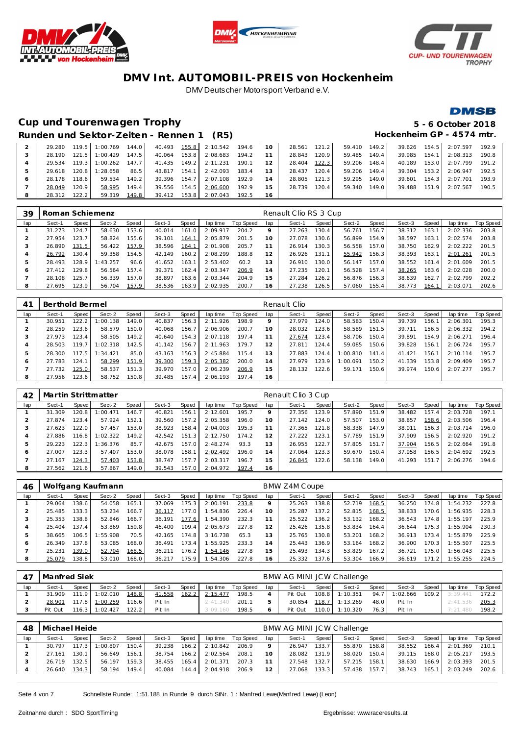# DMV Int. AUTOMOBIL-PREIS von Hockenheim

DMV Deutscher Motorsport Verband e.V.

## Cup und Tourenwagen Trophy

**5 - 6 October 2018**

### Runden und Sektor-Zeiten - Rennen 1 (R5)

**Hockenheim GP - 4574 mtr.**

| lap | Sect-1 | Speed | Sect-2 | Speed | Sect-3 | Speed | lap time | Top Speed | lap | Sect-1 | Speed | Sect-2 | Speed | Sect-3 | Speed | lap time | Top Speed |
|---|---|---|---|---|---|---|---|---|---|---|---|---|---|---|---|---|---|
| 2 | 29.280 | 119.5 | 1:00.769 | 144.0 | 40.493 | 155.8 | 2:10.542 | 194.6 | 10 | 28.561 | 121.2 | 59.410 | 149.2 | 39.626 | 154.5 | 2:07.597 | 192.9 |
| 3 | 28.190 | 121.5 | 1:00.429 | 147.5 | 40.064 | 153.8 | 2:08.683 | 194.2 | 11 | 28.843 | 120.9 | 59.485 | 149.4 | 39.985 | 154.1 | 2:08.313 | 190.8 |
| 4 | 29.534 | 119.3 | 1:00.262 | 147.7 | 41.435 | 149.2 | 2:11.231 | 190.1 | 12 | 28.404 | 122.3 | 59.206 | 148.4 | 40.189 | 153.0 | 2:07.799 | 191.2 |
| 5 | 29.618 | 120.8 | 1:28.658 | 86.5 | 43.817 | 154.1 | 2:42.093 | 183.4 | 13 | 28.437 | 120.4 | 59.206 | 149.4 | 39.304 | 153.2 | 2:06.947 | 192.5 |
| 6 | 28.178 | 118.6 | 59.534 | 149.2 | 39.396 | 154.7 | 2:07.108 | 192.9 | 14 | 28.805 | 121.3 | 59.295 | 149.0 | 39.601 | 154.3 | 2:07.701 | 193.9 |
| 7 | 28.049 | 120.9 | 58.995 | 149.4 | 39.556 | 154.5 | 2:06.600 | 192.9 | 15 | 28.739 | 120.4 | 59.340 | 149.0 | 39.488 | 151.9 | 2:07.567 | 190.5 |
| 8 | 28.312 | 122.2 | 59.319 | 149.8 | 39.412 | 153.8 | 2:07.043 | 192.5 | 16 | | | | | | | | |

**39 Roman Schiemenz** — Renault Clio RS 3 Cup

| lap | Sect-1 | Speed | Sect-2 | Speed | Sect-3 | Speed | lap time | Top Speed | lap | Sect-1 | Speed | Sect-2 | Speed | Sect-3 | Speed | lap time | Top Speed |
|---|---|---|---|---|---|---|---|---|---|---|---|---|---|---|---|---|---|
| 1 | 31.273 | 124.7 | 58.630 | 153.6 | 40.014 | 161.0 | 2:09.917 | 204.2 | 9 | 27.263 | 130.4 | 56.761 | 156.7 | 38.312 | 163.1 | 2:02.336 | 203.8 |
| 2 | 27.954 | 123.7 | 58.824 | 155.6 | 39.101 | 164.1 | 2:05.879 | 201.5 | 10 | 27.078 | 130.6 | 56.899 | 154.9 | 38.597 | 163.1 | 2:02.574 | 203.8 |
| 3 | 26.890 | 131.5 | 56.422 | 157.9 | 38.596 | 164.1 | 2:01.908 | 205.7 | 11 | 26.914 | 130.3 | 56.558 | 157.0 | 38.750 | 162.9 | 2:02.222 | 201.5 |
| 4 | 26.792 | 130.4 | 59.358 | 154.5 | 42.149 | 160.2 | 2:08.299 | 188.8 | 12 | 26.926 | 131.1 | 55.942 | 156.3 | 38.393 | 163.1 | 2:01.261 | 201.5 |
| 5 | 28.493 | 128.9 | 1:43.257 | 96.6 | 41.652 | 163.1 | 2:53.402 | 60.2 | 13 | 26.910 | 130.0 | 56.147 | 157.0 | 38.552 | 161.4 | 2:01.609 | 201.5 |
| 6 | 27.412 | 129.8 | 56.564 | 157.4 | 39.371 | 162.4 | 2:03.347 | 206.9 | 14 | 27.235 | 120.1 | 56.528 | 157.4 | 38.265 | 163.6 | 2:02.028 | 200.0 |
| 7 | 28.108 | 125.7 | 56.339 | 157.0 | 38.897 | 163.6 | 2:03.344 | 204.9 | 15 | 27.284 | 126.2 | 56.876 | 156.3 | 38.639 | 162.7 | 2:02.799 | 202.2 |
| 8 | 27.695 | 123.9 | 56.704 | 157.9 | 38.536 | 163.9 | 2:02.935 | 200.7 | 16 | 27.238 | 126.5 | 57.060 | 155.4 | 38.773 | 164.1 | 2:03.071 | 202.6 |

**41 Berthold Bermel** — Renault Clio

| lap | Sect-1 | Speed | Sect-2 | Speed | Sect-3 | Speed | lap time | Top Speed | lap | Sect-1 | Speed | Sect-2 | Speed | Sect-3 | Speed | lap time | Top Speed |
|---|---|---|---|---|---|---|---|---|---|---|---|---|---|---|---|---|---|
| 1 | 30.951 | 122.2 | 1:00.138 | 149.0 | 40.837 | 156.3 | 2:11.926 | 198.9 | 9 | 27.979 | 124.0 | 58.583 | 150.4 | 39.739 | 156.1 | 2:06.301 | 195.3 |
| 2 | 28.259 | 123.6 | 58.579 | 150.0 | 40.068 | 156.7 | 2:06.906 | 200.7 | 10 | 28.032 | 123.6 | 58.589 | 151.5 | 39.711 | 156.5 | 2:06.332 | 194.2 |
| 3 | 27.973 | 123.4 | 58.505 | 149.2 | 40.640 | 154.3 | 2:07.118 | 197.4 | 11 | 27.674 | 123.4 | 58.706 | 150.4 | 39.891 | 154.9 | 2:06.271 | 196.4 |
| 4 | 28.503 | 119.7 | 1:02.318 | 142.5 | 41.142 | 156.7 | 2:11.963 | 179.7 | 12 | 27.811 | 124.4 | 59.085 | 150.6 | 39.828 | 156.1 | 2:06.724 | 195.7 |
| 5 | 28.300 | 117.5 | 1:34.421 | 85.0 | 43.163 | 156.3 | 2:45.884 | 115.4 | 13 | 27.883 | 124.4 | 1:00.810 | 141.4 | 41.421 | 156.1 | 2:10.114 | 195.7 |
| 6 | 27.783 | 124.1 | 58.299 | 151.9 | 39.300 | 159.3 | 2:05.382 | 200.0 | 14 | 27.979 | 123.9 | 1:00.091 | 150.2 | 41.339 | 153.8 | 2:09.409 | 195.7 |
| 7 | 27.732 | 125.0 | 58.537 | 151.3 | 39.970 | 157.0 | 2:06.239 | 206.9 | 15 | 28.132 | 122.6 | 59.171 | 150.6 | 39.974 | 150.6 | 2:07.277 | 195.7 |
| 8 | 27.956 | 123.6 | 58.752 | 150.8 | 39.485 | 157.4 | 2:06.193 | 197.4 | 16 | | | | | | | | |

**42 Martin Strittmatter** — Renault Clio 3 Cup

| lap | Sect-1 | Speed | Sect-2 | Speed | Sect-3 | Speed | lap time | Top Speed | lap | Sect-1 | Speed | Sect-2 | Speed | Sect-3 | Speed | lap time | Top Speed |
|---|---|---|---|---|---|---|---|---|---|---|---|---|---|---|---|---|---|
| 1 | 31.309 | 120.8 | 1:00.471 | 146.7 | 40.821 | 156.1 | 2:12.601 | 195.7 | 9 | 27.356 | 123.9 | 57.890 | 151.9 | 38.482 | 157.4 | 2:03.728 | 197.1 |
| 2 | 27.874 | 123.4 | 57.924 | 152.1 | 39.560 | 157.2 | 2:05.358 | 196.0 | 10 | 27.142 | 124.0 | 57.507 | 153.0 | 38.857 | 158.6 | 2:03.506 | 196.4 |
| 3 | 27.623 | 122.0 | 57.457 | 153.0 | 38.923 | 158.4 | 2:04.003 | 195.3 | 11 | 27.365 | 121.8 | 58.338 | 147.9 | 38.011 | 156.3 | 2:03.714 | 196.0 |
| 4 | 27.886 | 116.8 | 1:02.322 | 149.2 | 42.542 | 151.3 | 2:12.750 | 174.2 | 12 | 27.222 | 123.1 | 57.789 | 151.9 | 37.909 | 156.5 | 2:02.920 | 191.2 |
| 5 | 29.223 | 122.3 | 1:36.376 | 85.7 | 42.675 | 157.0 | 2:48.274 | 93.3 | 13 | 26.955 | 122.7 | 57.805 | 151.7 | 37.904 | 156.5 | 2:02.664 | 191.8 |
| 6 | 27.007 | 123.3 | 57.407 | 153.0 | 38.078 | 158.1 | 2:02.492 | 196.0 | 14 | 27.064 | 123.3 | 59.670 | 150.4 | 37.958 | 156.5 | 2:04.692 | 192.5 |
| 7 | 27.167 | 124.3 | 57.403 | 153.8 | 38.747 | 157.7 | 2:03.317 | 196.7 | 15 | 26.845 | 122.6 | 58.138 | 149.0 | 41.293 | 151.7 | 2:06.276 | 194.6 |
| 8 | 27.562 | 121.6 | 57.867 | 149.0 | 39.543 | 157.0 | 2:04.972 | 197.4 | 16 | | | | | | | | |

**46 Wolfgang Kaufmann** — BMW Z4M Coupe

| lap | Sect-1 | Speed | Sect-2 | Speed | Sect-3 | Speed | lap time | Top Speed | lap | Sect-1 | Speed | Sect-2 | Speed | Sect-3 | Speed | lap time | Top Speed |
|---|---|---|---|---|---|---|---|---|---|---|---|---|---|---|---|---|---|
| 1 | 29.064 | 138.6 | 54.058 | 165.1 | 37.069 | 175.3 | 2:00.191 | 233.8 | 9 | 25.263 | 138.8 | 52.719 | 168.5 | 36.250 | 174.8 | 1:54.232 | 227.8 |
| 2 | 25.485 | 133.3 | 53.234 | 166.7 | 36.117 | 177.0 | 1:54.836 | 226.4 | 10 | 25.287 | 137.2 | 52.815 | 168.5 | 38.833 | 170.6 | 1:56.935 | 228.3 |
| 3 | 25.353 | 138.8 | 52.846 | 166.7 | 36.191 | 177.6 | 1:54.390 | 232.3 | 11 | 25.522 | 136.2 | 53.132 | 168.2 | 36.543 | 174.8 | 1:55.197 | 225.9 |
| 4 | 25.404 | 137.4 | 53.869 | 159.8 | 46.400 | 109.4 | 2:05.673 | 227.8 | 12 | 25.426 | 135.8 | 53.834 | 164.4 | 36.644 | 175.3 | 1:55.904 | 230.3 |
| 5 | 38.665 | 106.5 | 1:55.908 | 70.5 | 42.165 | 174.8 | 3:16.738 | 65.3 | 13 | 25.765 | 130.8 | 53.201 | 168.2 | 36.913 | 173.4 | 1:55.879 | 225.9 |
| 6 | 26.349 | 137.8 | 53.085 | 168.0 | 36.491 | 173.4 | 1:55.925 | 233.3 | 14 | 25.443 | 136.9 | 53.164 | 168.2 | 36.900 | 170.3 | 1:55.507 | 225.5 |
| 7 | 25.231 | 139.0 | 52.704 | 168.5 | 36.211 | 176.2 | 1:54.146 | 227.8 | 15 | 25.493 | 134.3 | 53.829 | 167.2 | 36.721 | 175.0 | 1:56.043 | 225.5 |
| 8 | 25.079 | 138.8 | 53.010 | 168.0 | 36.217 | 175.9 | 1:54.306 | 227.8 | 16 | 25.332 | 137.6 | 53.304 | 166.9 | 36.619 | 171.2 | 1:55.255 | 224.5 |

**47 Manfred Siek** — BMW AG MINI JCW Challenge

| lap | Sect-1 | Speed | Sect-2 | Speed | Sect-3 | Speed | lap time | Top Speed | lap | Sect-1 | Speed | Sect-2 | Speed | Sect-3 | Speed | lap time | Top Speed |
|---|---|---|---|---|---|---|---|---|---|---|---|---|---|---|---|---|---|
| 1 | 31.909 | 111.9 | 1:02.010 | 148.8 | 41.558 | 162.2 | 2:15.477 | 198.5 | 4 | Pit Out | 108.8 | 1:10.351 | 94.7 | 1:02.666 | 109.2 | 3:39.441 | 172.2 |
| 2 | 28.901 | 117.8 | 1:00.259 | 116.6 | Pit In | | 2:41.340 | 201.1 | 5 | 30.854 | 118.7 | 1:13.269 | 48.0 | Pit In | | 2:41.536 | 205.3 |
| 3 | Pit Out | 116.3 | 1:02.427 | 122.2 | Pit In | | 3:09.160 | 198.5 | 6 | Pit Out | 110.0 | 1:10.320 | 76.3 | Pit In | | 7:21.480 | 198.2 |

**48 Michael Heide** — BMW AG MINI JCW Challenge

| lap | Sect-1 | Speed | Sect-2 | Speed | Sect-3 | Speed | lap time | Top Speed | lap | Sect-1 | Speed | Sect-2 | Speed | Sect-3 | Speed | lap time | Top Speed |
|---|---|---|---|---|---|---|---|---|---|---|---|---|---|---|---|---|---|
| 1 | 30.797 | 117.3 | 1:00.807 | 150.4 | 39.238 | 166.2 | 2:10.842 | 206.9 | 9 | 26.947 | 133.7 | 55.870 | 158.8 | 38.552 | 166.4 | 2:01.369 | 210.1 |
| 2 | 27.161 | 130.1 | 56.649 | 156.1 | 38.754 | 166.2 | 2:02.564 | 208.1 | 10 | 28.082 | 131.9 | 58.020 | 150.4 | 39.115 | 168.0 | 2:05.217 | 193.5 |
| 3 | 26.719 | 132.5 | 56.197 | 159.3 | 38.455 | 165.4 | 2:01.371 | 207.3 | 11 | 27.548 | 132.7 | 57.215 | 158.1 | 38.630 | 166.9 | 2:03.393 | 201.5 |
| 4 | 26.640 | 134.3 | 58.194 | 149.4 | 40.084 | 144.4 | 2:04.918 | 206.9 | 12 | 27.068 | 133.3 | 57.438 | 157.7 | 38.743 | 165.1 | 2:03.249 | 202.6 |

Schnellste Runde: 1:51.188 in Runde 9 durch StNr. 1 : Manfred Lewe(Manfred Lewe) (Leon)

Zeitnahme durch : SDO SportTiming

Ergebnisse: www.raceresults.at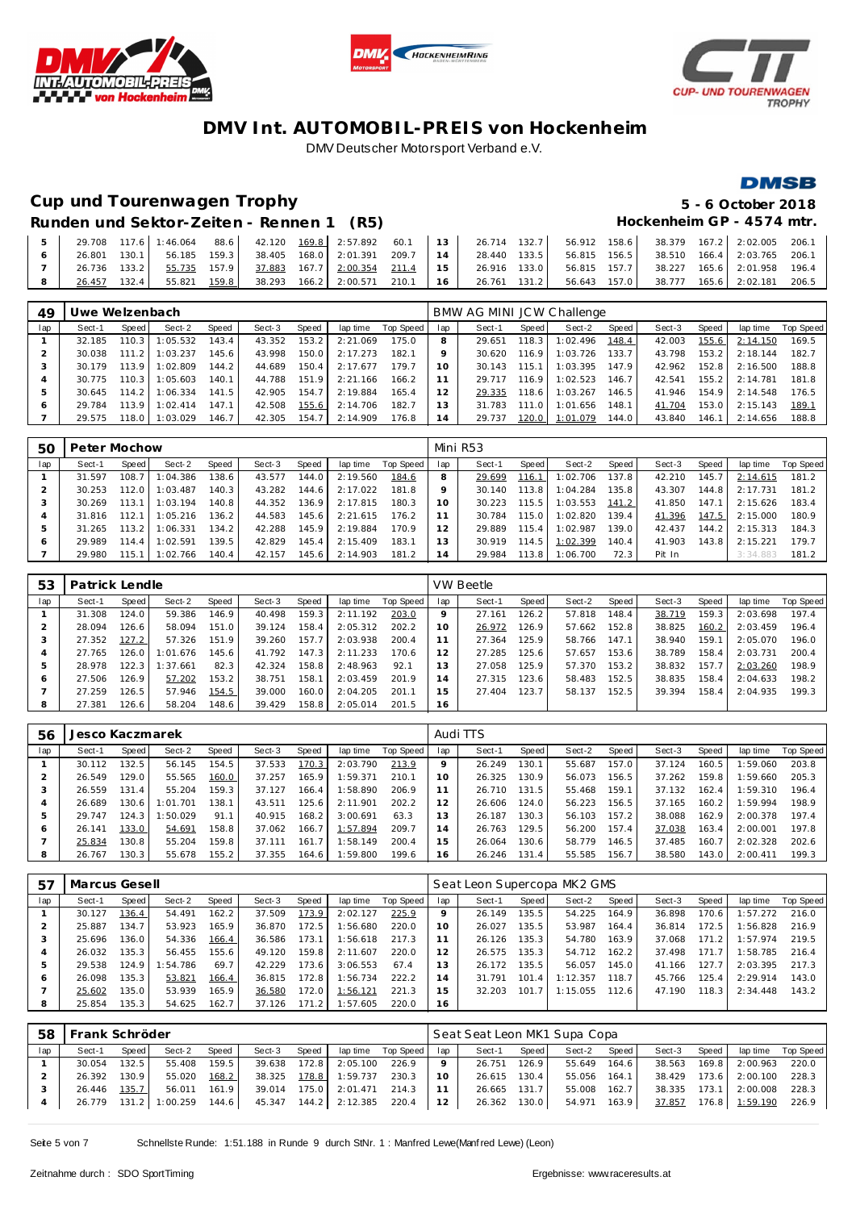# DMV Int. AUTOMOBIL-PREIS von Hockenheim

DMV Deutscher Motorsport Verband e.V.

## Cup und Tourenwagen Trophy

**5 - 6 October 2018**

### Runden und Sektor-Zeiten - Rennen 1 (R5)

**Hockenheim GP - 4574 mtr.**

| lap | Sect-1 | Speed | Sect-2 | Speed | Sect-3 | Speed | lap time | Top Speed | lap | Sect-1 | Speed | Sect-2 | Speed | Sect-3 | Speed | lap time | Top Speed |
|---|---|---|---|---|---|---|---|---|---|---|---|---|---|---|---|---|---|
| 5 | 29.708 | 117.6 | 1:46.064 | 88.6 | 42.120 | 169.8 | 2:57.892 | 60.1 | 13 | 26.714 | 132.7 | 56.912 | 158.6 | 38.379 | 167.2 | 2:02.005 | 206.1 |
| 6 | 26.801 | 130.1 | 56.185 | 159.3 | 38.405 | 168.0 | 2:01.391 | 209.7 | 14 | 28.440 | 133.5 | 56.815 | 156.5 | 38.510 | 166.4 | 2:03.765 | 206.1 |
| 7 | 26.736 | 133.2 | 55.735 | 157.9 | 37.883 | 167.7 | 2:00.354 | 211.4 | 15 | 26.916 | 133.0 | 56.815 | 157.7 | 38.227 | 165.6 | 2:01.958 | 196.4 |
| 8 | 26.457 | 132.4 | 55.821 | 159.8 | 38.293 | 166.2 | 2:00.571 | 210.1 | 16 | 26.761 | 131.2 | 56.643 | 157.0 | 38.777 | 165.6 | 2:02.181 | 206.5 |

**49 Uwe Welzenbach** — BMW AG MINI JCW Challenge

| lap | Sect-1 | Speed | Sect-2 | Speed | Sect-3 | Speed | lap time | Top Speed | lap | Sect-1 | Speed | Sect-2 | Speed | Sect-3 | Speed | lap time | Top Speed |
|---|---|---|---|---|---|---|---|---|---|---|---|---|---|---|---|---|---|
| 1 | 32.185 | 110.3 | 1:05.532 | 143.4 | 43.352 | 153.2 | 2:21.069 | 175.0 | 8 | 29.651 | 118.3 | 1:02.496 | 148.4 | 42.003 | 155.6 | 2:14.150 | 169.5 |
| 2 | 30.038 | 111.2 | 1:03.237 | 145.6 | 43.998 | 150.0 | 2:17.273 | 182.1 | 9 | 30.620 | 116.9 | 1:03.726 | 133.7 | 43.798 | 153.2 | 2:18.144 | 182.7 |
| 3 | 30.179 | 113.9 | 1:02.809 | 144.2 | 44.689 | 150.4 | 2:17.677 | 179.7 | 10 | 30.143 | 115.1 | 1:03.395 | 147.9 | 42.962 | 152.8 | 2:16.500 | 188.8 |
| 4 | 30.775 | 110.3 | 1:05.603 | 140.1 | 44.788 | 151.9 | 2:21.166 | 166.2 | 11 | 29.717 | 116.9 | 1:02.523 | 146.7 | 42.541 | 155.2 | 2:14.781 | 181.8 |
| 5 | 30.645 | 114.2 | 1:06.334 | 141.5 | 42.905 | 154.7 | 2:19.884 | 165.4 | 12 | 29.335 | 118.6 | 1:03.267 | 146.5 | 41.946 | 154.9 | 2:14.548 | 176.5 |
| 6 | 29.784 | 113.9 | 1:02.414 | 147.1 | 42.508 | 155.6 | 2:14.706 | 182.7 | 13 | 31.783 | 111.0 | 1:01.656 | 148.1 | 41.704 | 153.0 | 2:15.143 | 189.1 |
| 7 | 29.575 | 118.0 | 1:03.029 | 146.7 | 42.305 | 154.7 | 2:14.909 | 176.8 | 14 | 29.737 | 120.0 | 1:01.079 | 144.0 | 43.840 | 146.1 | 2:14.656 | 188.8 |

**50 Peter Mochow** — Mini R53

| lap | Sect-1 | Speed | Sect-2 | Speed | Sect-3 | Speed | lap time | Top Speed | lap | Sect-1 | Speed | Sect-2 | Speed | Sect-3 | Speed | lap time | Top Speed |
|---|---|---|---|---|---|---|---|---|---|---|---|---|---|---|---|---|---|
| 1 | 31.597 | 108.7 | 1:04.386 | 138.6 | 43.577 | 144.0 | 2:19.560 | 184.6 | 8 | 29.699 | 116.1 | 1:02.706 | 137.8 | 42.210 | 145.7 | 2:14.615 | 181.2 |
| 2 | 30.253 | 112.0 | 1:03.487 | 140.3 | 43.282 | 144.6 | 2:17.022 | 181.8 | 9 | 30.140 | 113.8 | 1:04.284 | 135.8 | 43.307 | 144.8 | 2:17.731 | 181.2 |
| 3 | 30.269 | 113.1 | 1:03.194 | 140.8 | 44.352 | 136.9 | 2:17.815 | 180.3 | 10 | 30.223 | 115.5 | 1:03.553 | 141.2 | 41.850 | 147.1 | 2:15.626 | 183.4 |
| 4 | 31.816 | 112.1 | 1:05.216 | 136.2 | 44.583 | 145.6 | 2:21.615 | 176.2 | 11 | 30.784 | 115.0 | 1:02.820 | 139.4 | 41.396 | 147.5 | 2:15.000 | 180.9 |
| 5 | 31.265 | 113.2 | 1:06.334 | 134.2 | 42.288 | 145.9 | 2:19.884 | 170.9 | 12 | 29.889 | 115.4 | 1:02.987 | 139.0 | 42.437 | 144.2 | 2:15.313 | 184.3 |
| 6 | 29.989 | 114.4 | 1:02.591 | 139.5 | 42.829 | 145.4 | 2:15.409 | 183.1 | 13 | 30.919 | 114.5 | 1:02.399 | 140.4 | 41.903 | 143.8 | 2:15.221 | 179.7 |
| 7 | 29.980 | 115.1 | 1:02.766 | 140.4 | 42.157 | 145.6 | 2:14.903 | 181.2 | 14 | 29.984 | 113.8 | 1:06.700 | 72.3 | Pit In | | 3:34.883 | 181.2 |

**53 Patrick Lendle** — VW Beetle

| lap | Sect-1 | Speed | Sect-2 | Speed | Sect-3 | Speed | lap time | Top Speed | lap | Sect-1 | Speed | Sect-2 | Speed | Sect-3 | Speed | lap time | Top Speed |
|---|---|---|---|---|---|---|---|---|---|---|---|---|---|---|---|---|---|
| 1 | 31.308 | 124.0 | 59.386 | 146.9 | 40.498 | 159.3 | 2:11.192 | 203.0 | 9 | 27.161 | 126.2 | 57.818 | 148.4 | 38.719 | 159.3 | 2:03.698 | 197.4 |
| 2 | 28.094 | 126.6 | 58.094 | 151.0 | 39.124 | 158.4 | 2:05.312 | 202.2 | 10 | 26.972 | 126.9 | 57.662 | 152.8 | 38.825 | 160.2 | 2:03.459 | 196.4 |
| 3 | 27.352 | 127.2 | 57.326 | 151.9 | 39.260 | 157.7 | 2:03.938 | 200.4 | 11 | 27.364 | 125.9 | 58.766 | 147.1 | 38.940 | 159.4 | 2:05.070 | 196.0 |
| 4 | 27.765 | 126.0 | 1:01.676 | 145.6 | 41.792 | 147.3 | 2:11.233 | 170.6 | 12 | 27.285 | 125.6 | 57.657 | 153.6 | 38.789 | 158.4 | 2:03.731 | 200.4 |
| 5 | 28.978 | 122.3 | 1:37.661 | 82.3 | 42.324 | 158.8 | 2:48.963 | 92.1 | 13 | 27.058 | 125.9 | 57.370 | 153.2 | 38.832 | 157.7 | 2:03.260 | 198.9 |
| 6 | 27.506 | 126.9 | 57.202 | 153.2 | 38.751 | 158.1 | 2:03.459 | 201.9 | 14 | 27.315 | 123.6 | 58.483 | 152.5 | 38.835 | 158.4 | 2:04.633 | 198.2 |
| 7 | 27.259 | 126.5 | 57.946 | 154.5 | 39.000 | 160.0 | 2:04.205 | 201.1 | 15 | 27.404 | 123.7 | 58.137 | 152.5 | 39.394 | 158.4 | 2:04.935 | 199.3 |
| 8 | 27.381 | 126.6 | 58.204 | 148.6 | 39.429 | 158.8 | 2:05.014 | 201.5 | 16 | | | | | | | | |

**56 Jesco Kaczmarek** — Audi TTS

| lap | Sect-1 | Speed | Sect-2 | Speed | Sect-3 | Speed | lap time | Top Speed | lap | Sect-1 | Speed | Sect-2 | Speed | Sect-3 | Speed | lap time | Top Speed |
|---|---|---|---|---|---|---|---|---|---|---|---|---|---|---|---|---|---|
| 1 | 30.112 | 132.5 | 56.145 | 154.5 | 37.533 | 170.3 | 2:03.790 | 213.9 | 9 | 26.249 | 130.1 | 55.687 | 157.0 | 37.124 | 160.5 | 1:59.060 | 203.8 |
| 2 | 26.549 | 129.0 | 55.565 | 160.0 | 37.257 | 165.9 | 1:59.371 | 210.1 | 10 | 26.325 | 130.9 | 56.073 | 156.5 | 37.262 | 159.8 | 1:59.660 | 205.3 |
| 3 | 26.559 | 131.4 | 55.204 | 159.3 | 37.127 | 166.4 | 1:58.890 | 206.9 | 11 | 26.710 | 131.5 | 55.468 | 159.1 | 37.132 | 162.4 | 1:59.310 | 196.4 |
| 4 | 26.689 | 130.6 | 1:01.701 | 138.1 | 43.511 | 125.6 | 2:11.901 | 202.2 | 12 | 26.606 | 124.0 | 56.223 | 156.5 | 37.165 | 160.2 | 1:59.994 | 198.9 |
| 5 | 29.747 | 124.3 | 1:50.029 | 91.1 | 40.915 | 168.2 | 3:00.691 | 63.3 | 13 | 26.187 | 130.3 | 56.103 | 157.2 | 38.088 | 162.9 | 2:00.378 | 197.4 |
| 6 | 26.141 | 133.0 | 54.691 | 158.8 | 37.062 | 166.7 | 1:57.894 | 209.7 | 14 | 26.763 | 129.5 | 56.200 | 157.4 | 37.038 | 163.4 | 2:00.001 | 197.8 |
| 7 | 25.834 | 130.8 | 55.204 | 159.8 | 37.111 | 161.7 | 1:58.149 | 200.4 | 15 | 26.064 | 130.6 | 58.779 | 146.5 | 37.485 | 160.7 | 2:02.328 | 202.6 |
| 8 | 26.767 | 130.3 | 55.678 | 155.2 | 37.355 | 164.6 | 1:59.800 | 199.6 | 16 | 26.246 | 131.4 | 55.585 | 156.7 | 38.580 | 143.0 | 2:00.411 | 199.3 |

**57 Marcus Gesell** — Seat Leon Supercopa MK2 GMS

| lap | Sect-1 | Speed | Sect-2 | Speed | Sect-3 | Speed | lap time | Top Speed | lap | Sect-1 | Speed | Sect-2 | Speed | Sect-3 | Speed | lap time | Top Speed |
|---|---|---|---|---|---|---|---|---|---|---|---|---|---|---|---|---|---|
| 1 | 30.127 | 136.4 | 54.491 | 162.2 | 37.509 | 173.9 | 2:02.127 | 225.9 | 9 | 26.149 | 135.5 | 54.225 | 164.9 | 36.898 | 170.6 | 1:57.272 | 216.0 |
| 2 | 25.887 | 134.7 | 53.923 | 165.9 | 36.870 | 172.5 | 1:56.680 | 220.0 | 10 | 26.027 | 135.5 | 53.987 | 164.4 | 36.814 | 172.5 | 1:56.828 | 216.9 |
| 3 | 25.696 | 136.0 | 54.336 | 166.4 | 36.586 | 173.1 | 1:56.618 | 217.3 | 11 | 26.126 | 135.3 | 54.780 | 163.9 | 37.068 | 171.2 | 1:57.974 | 219.5 |
| 4 | 26.032 | 135.3 | 56.455 | 155.6 | 49.120 | 159.8 | 2:11.607 | 220.0 | 12 | 26.575 | 135.3 | 54.712 | 162.2 | 37.498 | 171.7 | 1:58.785 | 216.4 |
| 5 | 29.538 | 124.9 | 1:54.786 | 69.7 | 42.229 | 173.6 | 3:06.553 | 67.4 | 13 | 26.172 | 135.5 | 56.057 | 145.0 | 41.166 | 127.7 | 2:03.395 | 217.3 |
| 6 | 26.098 | 135.3 | 53.821 | 166.4 | 36.815 | 172.8 | 1:56.734 | 222.2 | 14 | 31.791 | 101.4 | 1:12.357 | 118.7 | 45.766 | 125.4 | 2:29.914 | 143.0 |
| 7 | 25.602 | 135.0 | 53.939 | 165.9 | 36.580 | 172.0 | 1:56.121 | 221.3 | 15 | 32.203 | 101.7 | 1:15.055 | 112.6 | 47.190 | 118.3 | 2:34.448 | 143.2 |
| 8 | 25.854 | 135.3 | 54.625 | 162.7 | 37.126 | 171.2 | 1:57.605 | 220.0 | 16 | | | | | | | | |

**58 Frank Schröder** — Seat Seat Leon MK1 Supa Copa

| lap | Sect-1 | Speed | Sect-2 | Speed | Sect-3 | Speed | lap time | Top Speed | lap | Sect-1 | Speed | Sect-2 | Speed | Sect-3 | Speed | lap time | Top Speed |
|---|---|---|---|---|---|---|---|---|---|---|---|---|---|---|---|---|---|
| 1 | 30.054 | 132.5 | 55.408 | 159.5 | 39.638 | 172.8 | 2:05.100 | 226.9 | 9 | 26.751 | 126.9 | 55.649 | 164.6 | 38.563 | 169.8 | 2:00.963 | 220.0 |
| 2 | 26.392 | 130.9 | 55.020 | 168.2 | 38.325 | 178.8 | 1:59.737 | 230.3 | 10 | 26.615 | 130.4 | 55.056 | 164.1 | 38.429 | 173.6 | 2:00.100 | 228.3 |
| 3 | 26.446 | 135.7 | 56.011 | 161.9 | 39.014 | 175.0 | 2:01.471 | 214.3 | 11 | 26.665 | 131.7 | 55.008 | 162.7 | 38.335 | 173.1 | 2:00.008 | 228.3 |
| 4 | 26.779 | 131.2 | 1:00.259 | 144.6 | 45.347 | 144.2 | 2:12.385 | 220.4 | 12 | 26.362 | 130.0 | 54.971 | 163.9 | 37.857 | 176.8 | 1:59.190 | 226.9 |

Schnellste Runde: 1:51.188 in Runde 9 durch StNr. 1 : Manfred Lewe(Manfred Lewe) (Leon)

Zeitnahme durch : SDO SportTiming

Ergebnisse: www.raceresults.at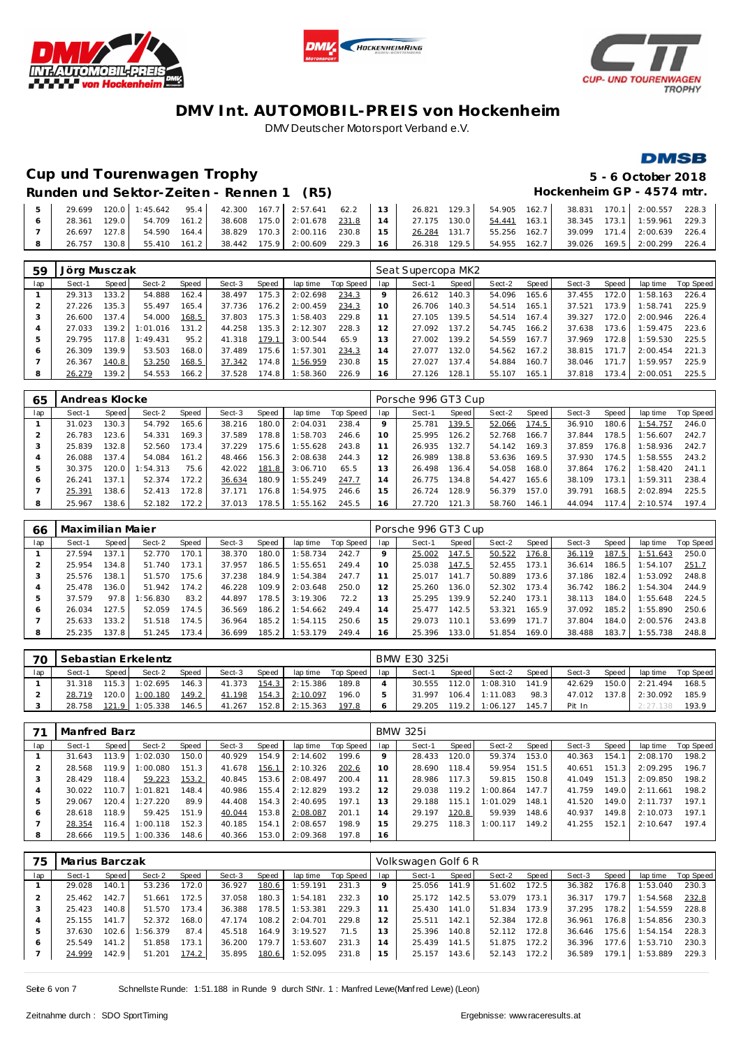# DMV Int. AUTOMOBIL-PREIS von Hockenheim

DMV Deutscher Motorsport Verband e.V.

## Cup und Tourenwagen Trophy

**5 - 6 October 2018**

### Runden und Sektor-Zeiten - Rennen 1 (R5)

**Hockenheim GP - 4574 mtr.**

| lap | Sect-1 | Speed | Sect-2 | Speed | Sect-3 | Speed | lap time | Top Speed | lap | Sect-1 | Speed | Sect-2 | Speed | Sect-3 | Speed | lap time | Top Speed |
|---|---|---|---|---|---|---|---|---|---|---|---|---|---|---|---|---|---|
| 5 | 29.699 | 120.0 | 1:45.642 | 95.4 | 42.300 | 167.7 | 2:57.641 | 62.2 | 13 | 26.821 | 129.3 | 54.905 | 162.7 | 38.831 | 170.1 | 2:00.557 | 228.3 |
| 6 | 28.361 | 129.0 | 54.709 | 161.2 | 38.608 | 175.0 | 2:01.678 | 231.8 | 14 | 27.175 | 130.0 | 54.441 | 163.1 | 38.345 | 173.1 | 1:59.961 | 229.3 |
| 7 | 26.697 | 127.8 | 54.590 | 164.4 | 38.829 | 170.3 | 2:00.116 | 230.8 | 15 | 26.284 | 131.7 | 55.256 | 162.7 | 39.099 | 171.4 | 2:00.639 | 226.4 |
| 8 | 26.757 | 130.8 | 55.410 | 161.2 | 38.442 | 175.9 | 2:00.609 | 229.3 | 16 | 26.318 | 129.5 | 54.955 | 162.7 | 39.026 | 169.5 | 2:00.299 | 226.4 |

**59 Jörg Musczak** — Seat Supercopa MK2

| lap | Sect-1 | Speed | Sect-2 | Speed | Sect-3 | Speed | lap time | Top Speed | lap | Sect-1 | Speed | Sect-2 | Speed | Sect-3 | Speed | lap time | Top Speed |
|---|---|---|---|---|---|---|---|---|---|---|---|---|---|---|---|---|---|
| 1 | 29.313 | 133.2 | 54.888 | 162.4 | 38.497 | 175.3 | 2:02.698 | 234.3 | 9 | 26.612 | 140.3 | 54.096 | 166.2 | 37.455 | 172.0 | 1:58.163 | 226.4 |
| 2 | 27.226 | 135.3 | 55.497 | 165.4 | 37.736 | 176.2 | 2:00.459 | 234.3 | 10 | 26.706 | 140.3 | 54.514 | 165.1 | 37.521 | 173.9 | 1:58.741 | 225.9 |
| 3 | 26.600 | 137.4 | 54.000 | 168.5 | 37.803 | 175.3 | 1:58.403 | 229.8 | 11 | 27.105 | 139.5 | 54.514 | 167.4 | 39.327 | 172.0 | 2:00.946 | 226.4 |
| 4 | 27.033 | 139.2 | 1:01.016 | 131.2 | 44.258 | 135.3 | 2:12.307 | 228.3 | 12 | 27.092 | 137.2 | 54.745 | 166.2 | 37.638 | 173.6 | 1:59.475 | 223.6 |
| 5 | 29.795 | 117.8 | 1:49.431 | 95.2 | 41.318 | 179.1 | 3:00.544 | 65.9 | 13 | 27.002 | 139.2 | 54.559 | 167.7 | 37.969 | 172.8 | 1:59.530 | 225.5 |
| 6 | 26.309 | 139.9 | 53.503 | 168.0 | 37.489 | 175.6 | 1:57.301 | 234.3 | 14 | 27.077 | 132.0 | 54.562 | 167.2 | 38.815 | 171.7 | 2:00.454 | 221.3 |
| 7 | 26.367 | 140.8 | 53.250 | 168.5 | 37.342 | 174.8 | 1:56.959 | 230.8 | 15 | 27.027 | 137.4 | 54.884 | 160.7 | 38.046 | 171.7 | 1:59.957 | 225.9 |
| 8 | 26.279 | 139.2 | 54.553 | 166.2 | 37.528 | 174.8 | 1:58.360 | 226.9 | 16 | 27.126 | 128.1 | 55.107 | 165.1 | 37.818 | 173.4 | 2:00.051 | 225.5 |

**65 Andreas Klocke** — Porsche 996 GT3 Cup

| lap | Sect-1 | Speed | Sect-2 | Speed | Sect-3 | Speed | lap time | Top Speed | lap | Sect-1 | Speed | Sect-2 | Speed | Sect-3 | Speed | lap time | Top Speed |
|---|---|---|---|---|---|---|---|---|---|---|---|---|---|---|---|---|---|
| 1 | 31.023 | 130.3 | 54.792 | 165.6 | 38.216 | 180.0 | 2:04.031 | 238.4 | 9 | 25.781 | 139.5 | 52.066 | 174.5 | 36.910 | 180.6 | 1:54.757 | 246.0 |
| 2 | 26.783 | 123.6 | 54.331 | 169.3 | 37.589 | 178.8 | 1:58.703 | 246.6 | 10 | 25.995 | 126.2 | 52.768 | 166.7 | 37.844 | 178.5 | 1:56.607 | 242.7 |
| 3 | 25.839 | 132.8 | 52.560 | 173.4 | 37.229 | 175.6 | 1:55.628 | 243.8 | 11 | 26.935 | 132.7 | 54.142 | 169.3 | 37.859 | 176.8 | 1:58.936 | 242.7 |
| 4 | 26.088 | 137.4 | 54.084 | 161.2 | 48.466 | 156.3 | 2:08.638 | 244.3 | 12 | 26.989 | 138.8 | 53.636 | 169.5 | 37.930 | 174.5 | 1:58.555 | 243.2 |
| 5 | 30.375 | 120.0 | 1:54.313 | 75.6 | 42.022 | 181.8 | 3:06.710 | 65.5 | 13 | 26.498 | 136.4 | 54.058 | 168.0 | 37.864 | 176.2 | 1:58.420 | 241.1 |
| 6 | 26.241 | 137.1 | 52.374 | 172.2 | 36.634 | 180.9 | 1:55.249 | 247.7 | 14 | 26.775 | 134.8 | 54.427 | 165.6 | 38.109 | 173.1 | 1:59.311 | 238.4 |
| 7 | 25.391 | 138.6 | 52.413 | 172.8 | 37.171 | 176.8 | 1:54.975 | 246.6 | 15 | 26.724 | 128.9 | 56.379 | 157.0 | 39.791 | 168.5 | 2:02.894 | 225.5 |
| 8 | 25.967 | 138.6 | 52.182 | 172.2 | 37.013 | 178.5 | 1:55.162 | 245.5 | 16 | 27.720 | 121.3 | 58.760 | 146.1 | 44.094 | 117.4 | 2:10.574 | 197.4 |

**66 Maximilian Maier** — Porsche 996 GT3 Cup

| lap | Sect-1 | Speed | Sect-2 | Speed | Sect-3 | Speed | lap time | Top Speed | lap | Sect-1 | Speed | Sect-2 | Speed | Sect-3 | Speed | lap time | Top Speed |
|---|---|---|---|---|---|---|---|---|---|---|---|---|---|---|---|---|---|
| 1 | 27.594 | 137.1 | 52.770 | 170.1 | 38.370 | 180.0 | 1:58.734 | 242.7 | 9 | 25.002 | 147.5 | 50.522 | 176.8 | 36.119 | 187.5 | 1:51.643 | 250.0 |
| 2 | 25.954 | 134.8 | 51.740 | 173.1 | 37.957 | 186.5 | 1:55.651 | 249.4 | 10 | 25.038 | 147.5 | 52.455 | 173.1 | 36.614 | 186.5 | 1:54.107 | 251.7 |
| 3 | 25.576 | 138.1 | 51.570 | 175.6 | 37.238 | 184.9 | 1:54.384 | 247.7 | 11 | 25.017 | 141.7 | 50.889 | 173.6 | 37.186 | 182.4 | 1:53.092 | 248.8 |
| 4 | 25.478 | 136.0 | 51.942 | 174.2 | 46.228 | 109.9 | 2:03.648 | 250.0 | 12 | 25.260 | 136.0 | 52.302 | 173.4 | 36.742 | 186.2 | 1:54.304 | 244.9 |
| 5 | 37.579 | 97.8 | 1:56.830 | 83.2 | 44.897 | 178.5 | 3:19.306 | 72.2 | 13 | 25.295 | 139.9 | 52.240 | 173.1 | 38.113 | 184.0 | 1:55.648 | 224.5 |
| 6 | 26.034 | 127.5 | 52.059 | 174.5 | 36.569 | 186.2 | 1:54.662 | 249.4 | 14 | 25.477 | 142.5 | 53.321 | 165.9 | 37.092 | 185.2 | 1:55.890 | 250.6 |
| 7 | 25.633 | 133.2 | 51.518 | 174.5 | 36.964 | 185.2 | 1:54.115 | 250.6 | 15 | 29.073 | 110.1 | 53.699 | 171.7 | 37.804 | 184.0 | 2:00.576 | 243.8 |
| 8 | 25.235 | 137.8 | 51.245 | 173.4 | 36.699 | 185.2 | 1:53.179 | 249.4 | 16 | 25.396 | 133.0 | 51.854 | 169.0 | 38.488 | 183.7 | 1:55.738 | 248.8 |

**70 Sebastian Erkelentz** — BMW E30 325i

| lap | Sect-1 | Speed | Sect-2 | Speed | Sect-3 | Speed | lap time | Top Speed | lap | Sect-1 | Speed | Sect-2 | Speed | Sect-3 | Speed | lap time | Top Speed |
|---|---|---|---|---|---|---|---|---|---|---|---|---|---|---|---|---|---|
| 1 | 31.318 | 115.3 | 1:02.695 | 146.3 | 41.373 | 154.3 | 2:15.386 | 189.8 | 4 | 30.555 | 112.0 | 1:08.310 | 141.9 | 42.629 | 150.0 | 2:21.494 | 168.5 |
| 2 | 28.719 | 120.0 | 1:00.180 | 149.2 | 41.198 | 154.3 | 2:10.097 | 196.0 | 5 | 31.997 | 106.4 | 1:11.083 | 98.3 | 47.012 | 137.8 | 2:30.092 | 185.9 |
| 3 | 28.758 | 121.9 | 1:05.338 | 146.5 | 41.267 | 152.8 | 2:15.363 | 197.8 | 6 | 29.205 | 119.2 | 1:06.127 | 145.7 | Pit In | | 2:27.138 | 193.9 |

**71 Manfred Barz** — BMW 325i

| lap | Sect-1 | Speed | Sect-2 | Speed | Sect-3 | Speed | lap time | Top Speed | lap | Sect-1 | Speed | Sect-2 | Speed | Sect-3 | Speed | lap time | Top Speed |
|---|---|---|---|---|---|---|---|---|---|---|---|---|---|---|---|---|---|
| 1 | 31.643 | 113.9 | 1:02.030 | 150.0 | 40.929 | 154.9 | 2:14.602 | 199.6 | 9 | 28.433 | 120.0 | 59.374 | 153.0 | 40.363 | 154.1 | 2:08.170 | 198.2 |
| 2 | 28.568 | 119.9 | 1:00.080 | 151.3 | 41.678 | 156.1 | 2:10.326 | 202.6 | 10 | 28.690 | 118.4 | 59.954 | 151.5 | 40.651 | 151.3 | 2:09.295 | 196.7 |
| 3 | 28.429 | 118.4 | 59.223 | 153.2 | 40.845 | 153.6 | 2:08.497 | 200.4 | 11 | 28.986 | 117.3 | 59.815 | 150.8 | 41.049 | 151.3 | 2:09.850 | 198.2 |
| 4 | 30.022 | 110.7 | 1:01.821 | 148.4 | 40.986 | 155.4 | 2:12.829 | 193.2 | 12 | 29.038 | 119.2 | 1:00.864 | 147.7 | 41.759 | 149.0 | 2:11.661 | 198.2 |
| 5 | 29.067 | 120.4 | 1:27.220 | 89.9 | 44.408 | 154.3 | 2:40.695 | 197.1 | 13 | 29.188 | 115.1 | 1:01.029 | 148.1 | 41.520 | 149.0 | 2:11.737 | 197.1 |
| 6 | 28.618 | 118.9 | 59.425 | 151.9 | 40.044 | 153.8 | 2:08.087 | 201.1 | 14 | 29.197 | 120.8 | 59.939 | 148.6 | 40.937 | 149.8 | 2:10.073 | 197.1 |
| 7 | 28.354 | 116.4 | 1:00.118 | 152.3 | 40.185 | 154.1 | 2:08.657 | 198.9 | 15 | 29.275 | 118.3 | 1:00.117 | 149.2 | 41.255 | 152.1 | 2:10.647 | 197.4 |
| 8 | 28.666 | 119.5 | 1:00.336 | 148.6 | 40.366 | 153.0 | 2:09.368 | 197.8 | 16 | | | | | | | | |

**75 Marius Barczak** — Volkswagen Golf 6 R

| lap | Sect-1 | Speed | Sect-2 | Speed | Sect-3 | Speed | lap time | Top Speed | lap | Sect-1 | Speed | Sect-2 | Speed | Sect-3 | Speed | lap time | Top Speed |
|---|---|---|---|---|---|---|---|---|---|---|---|---|---|---|---|---|---|
| 1 | 29.028 | 140.1 | 53.236 | 172.0 | 36.927 | 180.6 | 1:59.191 | 231.3 | 9 | 25.056 | 141.9 | 51.602 | 172.5 | 36.382 | 176.8 | 1:53.040 | 230.3 |
| 2 | 25.462 | 142.7 | 51.661 | 172.5 | 37.058 | 180.3 | 1:54.181 | 232.3 | 10 | 25.172 | 142.5 | 53.079 | 173.1 | 36.317 | 179.7 | 1:54.568 | 232.8 |
| 3 | 25.423 | 140.8 | 51.570 | 173.4 | 36.388 | 178.5 | 1:53.381 | 229.3 | 11 | 25.430 | 141.0 | 51.834 | 173.9 | 37.295 | 178.2 | 1:54.559 | 228.8 |
| 4 | 25.155 | 141.7 | 52.372 | 168.0 | 47.174 | 108.2 | 2:04.701 | 229.8 | 12 | 25.511 | 142.1 | 52.384 | 172.8 | 36.961 | 176.8 | 1:54.856 | 230.3 |
| 5 | 37.630 | 102.6 | 1:56.379 | 87.4 | 45.518 | 164.9 | 3:19.527 | 71.5 | 13 | 25.396 | 140.8 | 52.112 | 172.8 | 36.646 | 175.6 | 1:54.154 | 228.3 |
| 6 | 25.549 | 141.2 | 51.858 | 173.1 | 36.200 | 179.7 | 1:53.607 | 231.3 | 14 | 25.439 | 141.5 | 51.875 | 172.2 | 36.396 | 177.6 | 1:53.710 | 230.3 |
| 7 | 24.999 | 142.9 | 51.201 | 174.2 | 35.895 | 180.6 | 1:52.095 | 231.8 | 15 | 25.157 | 143.6 | 52.143 | 172.2 | 36.589 | 179.1 | 1:53.889 | 229.3 |

Schnellste Runde: 1:51.188 in Runde 9 durch StNr. 1 : Manfred Lewe(Manfred Lewe) (Leon)

Zeitnahme durch : SDO SportTiming — Ergebnisse: www.raceresults.at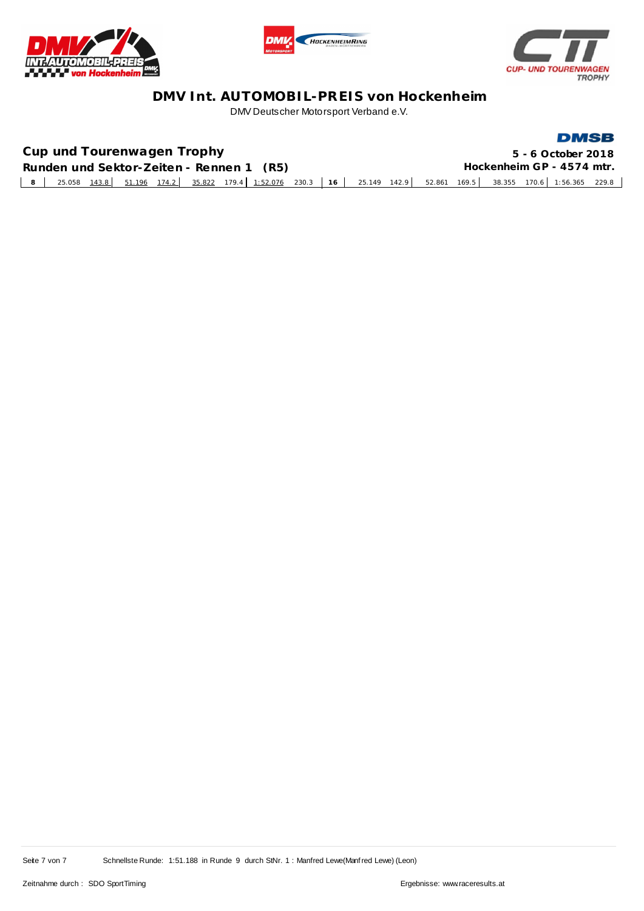# DMV Int. AUTOMOBIL-PREIS von Hockenheim

DMV Deutscher Motorsport Verband e.V.

## Cup und Tourenwagen Trophy

**Runden und Sektor-Zeiten - Rennen 1 (R5)**

**5 - 6 October 2018**

**Hockenheim GP - 4574 mtr.**

| | | | | | | | | | | | | | | | | |
|---|---|---|---|---|---|---|---|---|---|---|---|---|---|---|---|---|
| **8** | 25.058 | 143.8 | 51.196 | 174.2 | 35.822 | 179.4 | 1:52.076 | 230.3 | **16** | 25.149 | 142.9 | 52.861 | 169.5 | 38.355 | 170.6 | 1:56.365 | 229.8 |

Schnellste Runde: 1:51.188 in Runde 9 durch StNr. 1 : Manfred Lewe(Manfred Lewe) (Leon)

Zeitnahme durch : SDO SportTiming

Ergebnisse: www.raceresults.at